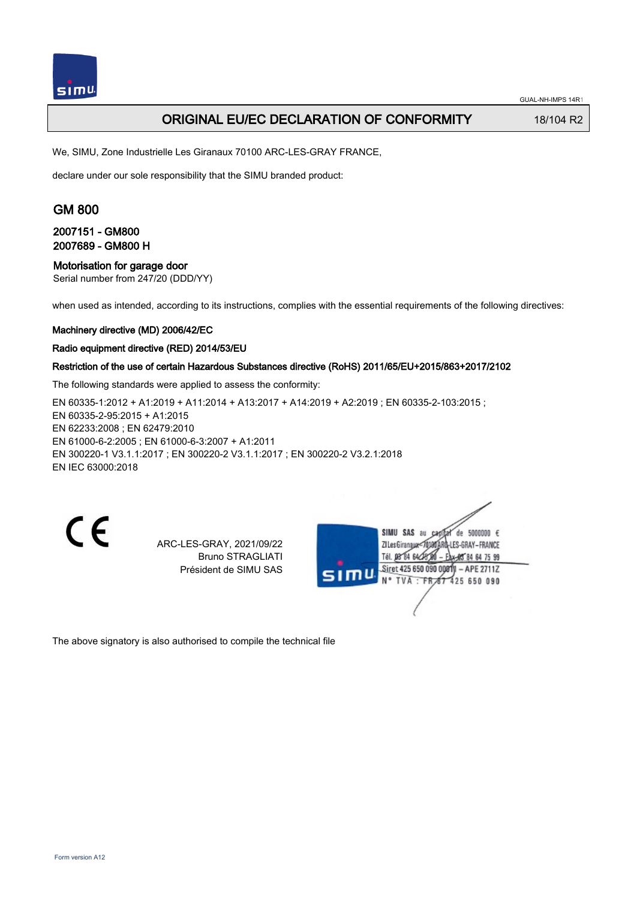# ORIGINAL EU/EC DECLARATION OF CONFORMITY

18/104 R2

We, SIMU, Zone Industrielle Les Giranaux 70100 ARC-LES-GRAY FRANCE,

declare under our sole responsibility that the SIMU branded product:

## GM 800

2007151 - GM800
2007689 - GM800 H

**Motorisation for garage door**
Serial number from 247/20 (DDD/YY)

when used as intended, according to its instructions, complies with the essential requirements of the following directives:

**Machinery directive (MD) 2006/42/EC**

**Radio equipment directive (RED) 2014/53/EU**

**Restriction of the use of certain Hazardous Substances directive (RoHS) 2011/65/EU+2015/863+2017/2102**

The following standards were applied to assess the conformity:

EN 60335-1:2012 + A1:2019 + A11:2014 + A13:2017 + A14:2019 + A2:2019 ; EN 60335-2-103:2015 ;
EN 60335-2-95:2015 + A1:2015
EN 62233:2008 ; EN 62479:2010
EN 61000-6-2:2005 ; EN 61000-6-3:2007 + A1:2011
EN 300220-1 V3.1.1:2017 ; EN 300220-2 V3.1.1:2017 ; EN 300220-2 V3.2.1:2018
EN IEC 63000:2018

CE

ARC-LES-GRAY, 2021/09/22
Bruno STRAGLIATI
Président de SIMU SAS

SIMU SAS au capital de 5000000 €
ZI Les Giranaux 70100 ARC-LES-GRAY – FRANCE
Tél. 03 84 64 75 00 – Fax 03 84 64 75 99
Siret 425 650 090 00011 – APE 2711Z
N° TVA : FR 87 425 650 090

The above signatory is also authorised to compile the technical file

Form version A12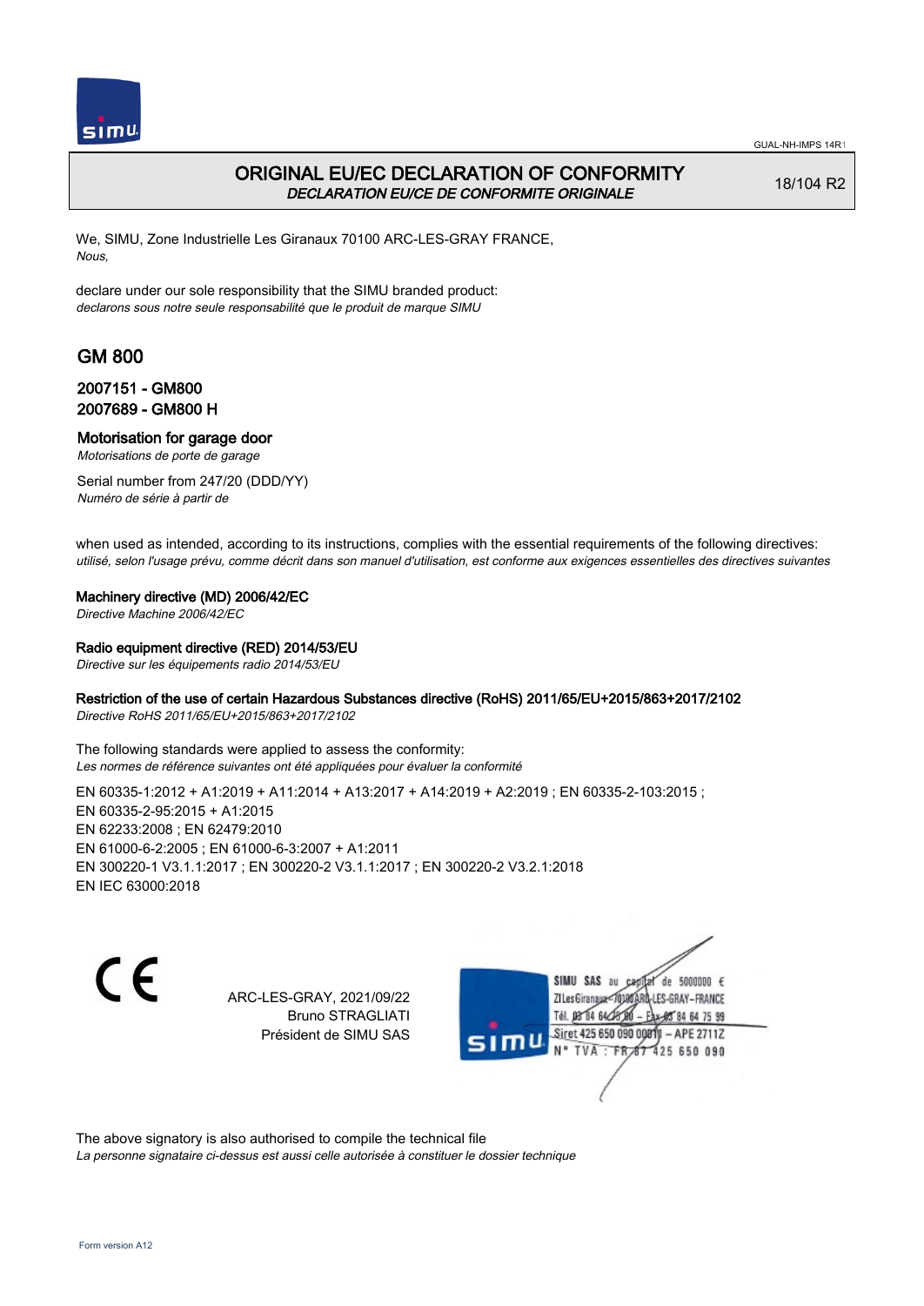# ORIGINAL EU/EC DECLARATION OF CONFORMITY

*DECLARATION EU/CE DE CONFORMITE ORIGINALE*

18/104 R2

We, SIMU, Zone Industrielle Les Giranaux 70100 ARC-LES-GRAY FRANCE,
*Nous,*

declare under our sole responsibility that the SIMU branded product:
*declarons sous notre seule responsabilité que le produit de marque SIMU*

## GM 800

### 2007151 - GM800
### 2007689 - GM800 H

### Motorisation for garage door

*Motorisations de porte de garage*

Serial number from 247/20 (DDD/YY)
*Numéro de série à partir de*

when used as intended, according to its instructions, complies with the essential requirements of the following directives:
*utilisé, selon l'usage prévu, comme décrit dans son manuel d'utilisation, est conforme aux exigences essentielles des directives suivantes*

**Machinery directive (MD) 2006/42/EC**
*Directive Machine 2006/42/EC*

**Radio equipment directive (RED) 2014/53/EU**
*Directive sur les équipements radio 2014/53/EU*

**Restriction of the use of certain Hazardous Substances directive (RoHS) 2011/65/EU+2015/863+2017/2102**
*Directive RoHS 2011/65/EU+2015/863+2017/2102*

The following standards were applied to assess the conformity:
*Les normes de référence suivantes ont été appliquées pour évaluer la conformité*

EN 60335-1:2012 + A1:2019 + A11:2014 + A13:2017 + A14:2019 + A2:2019 ; EN 60335-2-103:2015 ;
EN 60335-2-95:2015 + A1:2015
EN 62233:2008 ; EN 62479:2010
EN 61000-6-2:2005 ; EN 61000-6-3:2007 + A1:2011
EN 300220-1 V3.1.1:2017 ; EN 300220-2 V3.1.1:2017 ; EN 300220-2 V3.2.1:2018
EN IEC 63000:2018

CE

ARC-LES-GRAY, 2021/09/22
Bruno STRAGLIATI
Président de SIMU SAS

SIMU SAS au capital de 5000000 €
ZI Les Giranaux 70100 ARC-LES-GRAY-FRANCE
Tél. 03 84 64 75 00 – Fax 03 84 64 75 99
Siret 425 650 090 00011 – APE 2711Z
N° TVA : FR87 425 650 090

The above signatory is also authorised to compile the technical file
*La personne signataire ci-dessus est aussi celle autorisée à constituer le dossier technique*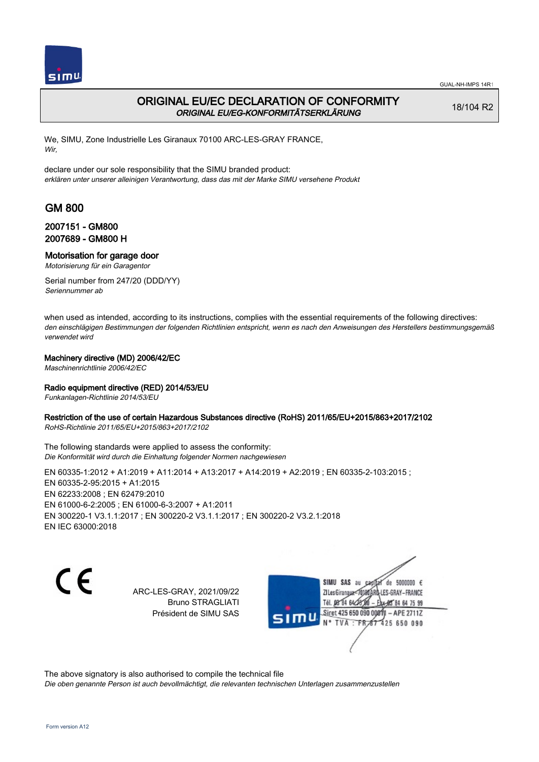# ORIGINAL EU/EC DECLARATION OF CONFORMITY
*ORIGINAL EU/EG-KONFORMITÄTSERKLÄRUNG*

18/104 R2

We, SIMU, Zone Industrielle Les Giranaux 70100 ARC-LES-GRAY FRANCE,
*Wir,*

declare under our sole responsibility that the SIMU branded product:
*erklären unter unserer alleinigen Verantwortung, dass das mit der Marke SIMU versehene Produkt*

## GM 800

### 2007151 - GM800
### 2007689 - GM800 H

**Motorisation for garage door**
*Motorisierung für ein Garagentor*

Serial number from 247/20 (DDD/YY)
*Seriennummer ab*

when used as intended, according to its instructions, complies with the essential requirements of the following directives:
*den einschlägigen Bestimmungen der folgenden Richtlinien entspricht, wenn es nach den Anweisungen des Herstellers bestimmungsgemäß verwendet wird*

**Machinery directive (MD) 2006/42/EC**
*Maschinenrichtlinie 2006/42/EC*

**Radio equipment directive (RED) 2014/53/EU**
*Funkanlagen-Richtlinie 2014/53/EU*

**Restriction of the use of certain Hazardous Substances directive (RoHS) 2011/65/EU+2015/863+2017/2102**
*RoHS-Richtlinie 2011/65/EU+2015/863+2017/2102*

The following standards were applied to assess the conformity:
*Die Konformität wird durch die Einhaltung folgender Normen nachgewiesen*

EN 60335-1:2012 + A1:2019 + A11:2014 + A13:2017 + A14:2019 + A2:2019 ; EN 60335-2-103:2015 ;
EN 60335-2-95:2015 + A1:2015
EN 62233:2008 ; EN 62479:2010
EN 61000-6-2:2005 ; EN 61000-6-3:2007 + A1:2011
EN 300220-1 V3.1.1:2017 ; EN 300220-2 V3.1.1:2017 ; EN 300220-2 V3.2.1:2018
EN IEC 63000:2018

CE

ARC-LES-GRAY, 2021/09/22
Bruno STRAGLIATI
Président de SIMU SAS

SIMU SAS au capital de 5000000 €
ZI Les Giranaux 70100 ARC-LES-GRAY-FRANCE
Tél. 03 84 64 75 00 – Fax 03 84 64 75 99
Siret 425 650 090 00011 – APE 2711Z
N° TVA : FR 87 425 650 090

The above signatory is also authorised to compile the technical file
*Die oben genannte Person ist auch bevollmächtigt, die relevanten technischen Unterlagen zusammenzustellen*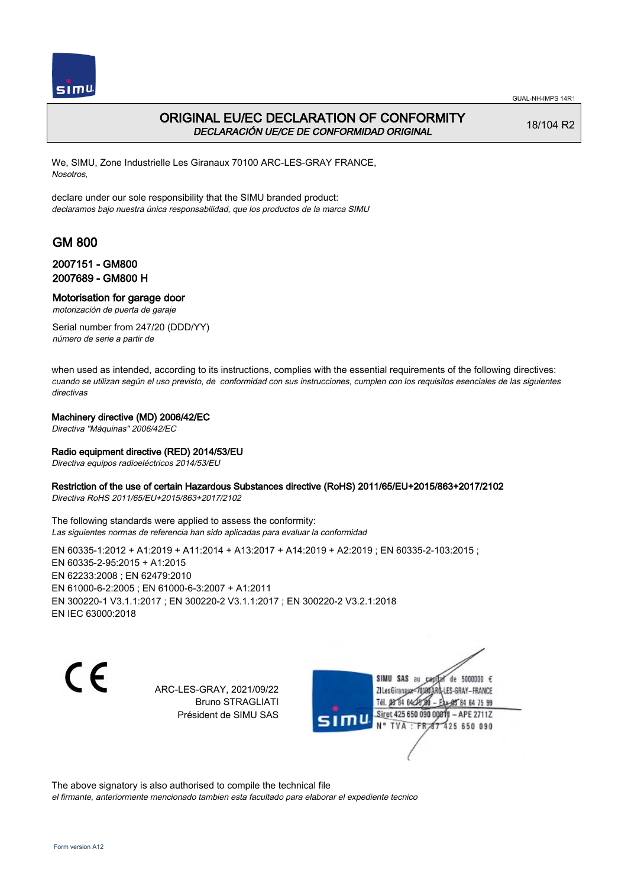GUAL-NH-IMPS 14R1

# ORIGINAL EU/EC DECLARATION OF CONFORMITY

*DECLARACIÓN UE/CE DE CONFORMIDAD ORIGINAL*

18/104 R2

We, SIMU, Zone Industrielle Les Giranaux 70100 ARC-LES-GRAY FRANCE,
*Nosotros,*

declare under our sole responsibility that the SIMU branded product:
*declaramos bajo nuestra única responsabilidad, que los productos de la marca SIMU*

## GM 800

### 2007151 - GM800
### 2007689 - GM800 H

**Motorisation for garage door**
*motorización de puerta de garaje*

Serial number from 247/20 (DDD/YY)
*número de serie a partir de*

when used as intended, according to its instructions, complies with the essential requirements of the following directives:
*cuando se utilizan según el uso previsto, de conformidad con sus instrucciones, cumplen con los requisitos esenciales de las siguientes directivas*

**Machinery directive (MD) 2006/42/EC**
*Directiva "Máquinas" 2006/42/EC*

**Radio equipment directive (RED) 2014/53/EU**
*Directiva equipos radioeléctricos 2014/53/EU*

**Restriction of the use of certain Hazardous Substances directive (RoHS) 2011/65/EU+2015/863+2017/2102**
*Directiva RoHS 2011/65/EU+2015/863+2017/2102*

The following standards were applied to assess the conformity:
*Las siguientes normas de referencia han sido aplicadas para evaluar la conformidad*

EN 60335-1:2012 + A1:2019 + A11:2014 + A13:2017 + A14:2019 + A2:2019 ; EN 60335-2-103:2015 ;
EN 60335-2-95:2015 + A1:2015
EN 62233:2008 ; EN 62479:2010
EN 61000-6-2:2005 ; EN 61000-6-3:2007 + A1:2011
EN 300220-1 V3.1.1:2017 ; EN 300220-2 V3.1.1:2017 ; EN 300220-2 V3.2.1:2018
EN IEC 63000:2018

CE

ARC-LES-GRAY, 2021/09/22
Bruno STRAGLIATI
Président de SIMU SAS

SIMU SAS au capital de 5000000 €
ZI Les Giranaux 70100 ARC-LES-GRAY-FRANCE
Tél. 03 84 64 75 00 – Fax 03 84 64 75 99
Siret 425 650 090 00011 – APE 2711Z
N° TVA : FR 87 425 650 090

The above signatory is also authorised to compile the technical file
*el firmante, anteriormente mencionado tambien esta facultado para elaborar el expediente tecnico*

Form version A12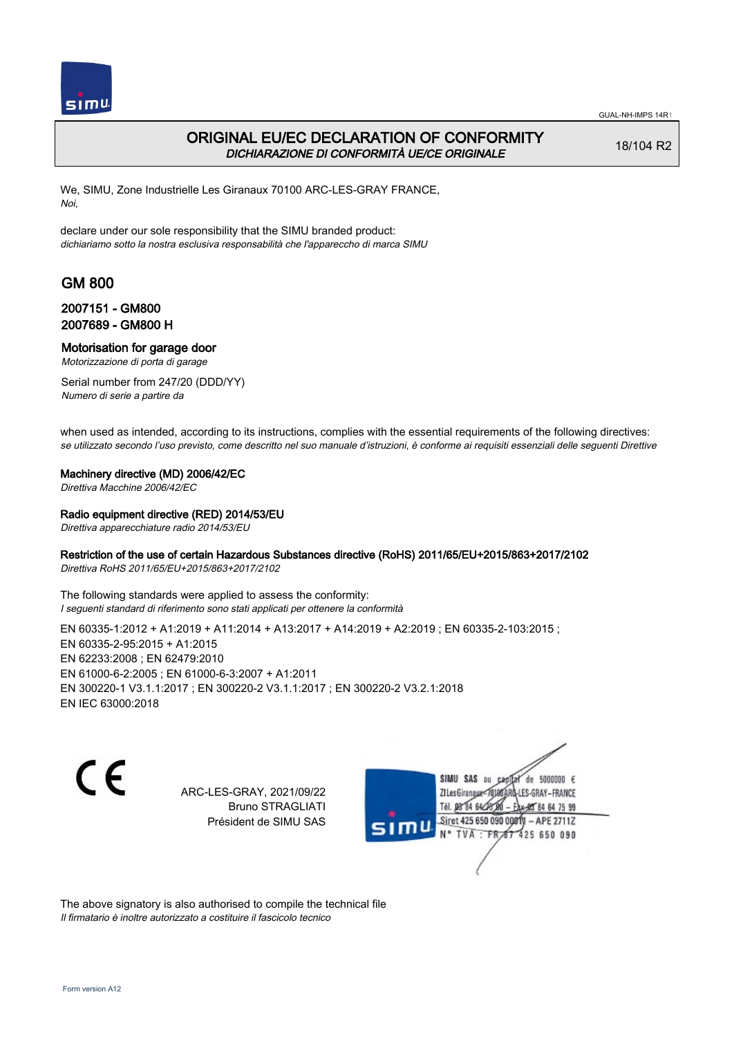GUAL-NH-IMPS 14R1

# ORIGINAL EU/EC DECLARATION OF CONFORMITY
*DICHIARAZIONE DI CONFORMITÀ UE/CE ORIGINALE*

18/104 R2

We, SIMU, Zone Industrielle Les Giranaux 70100 ARC-LES-GRAY FRANCE,
*Noi,*

declare under our sole responsibility that the SIMU branded product:
*dichiariamo sotto la nostra esclusiva responsabilità che l'apparecchio di marca SIMU*

## GM 800

### 2007151 - GM800
### 2007689 - GM800 H

### Motorisation for garage door
*Motorizzazione di porta di garage*

Serial number from 247/20 (DDD/YY)
*Numero di serie a partire da*

when used as intended, according to its instructions, complies with the essential requirements of the following directives:
*se utilizzato secondo l'uso previsto, come descritto nel suo manuale d'istruzioni, è conforme ai requisiti essenziali delle seguenti Direttive*

**Machinery directive (MD) 2006/42/EC**
*Direttiva Macchine 2006/42/EC*

**Radio equipment directive (RED) 2014/53/EU**
*Direttiva apparecchiature radio 2014/53/EU*

**Restriction of the use of certain Hazardous Substances directive (RoHS) 2011/65/EU+2015/863+2017/2102**
*Direttiva RoHS 2011/65/EU+2015/863+2017/2102*

The following standards were applied to assess the conformity:
*I seguenti standard di riferimento sono stati applicati per ottenere la conformità*

EN 60335-1:2012 + A1:2019 + A11:2014 + A13:2017 + A14:2019 + A2:2019 ; EN 60335-2-103:2015 ;
EN 60335-2-95:2015 + A1:2015
EN 62233:2008 ; EN 62479:2010
EN 61000-6-2:2005 ; EN 61000-6-3:2007 + A1:2011
EN 300220-1 V3.1.1:2017 ; EN 300220-2 V3.1.1:2017 ; EN 300220-2 V3.2.1:2018
EN IEC 63000:2018

ARC-LES-GRAY, 2021/09/22
Bruno STRAGLIATI
Président de SIMU SAS

SIMU SAS au capital de 5000000 €
ZI Les Giranaux 70100 ARC-LES-GRAY-FRANCE
Tél. 03 84 64 75 00 – Fax 03 84 64 75 99
Siret 425 650 090 00011 – APE 2711Z
N° TVA : FR 87 425 650 090

The above signatory is also authorised to compile the technical file
*Il firmatario è inoltre autorizzato a costituire il fascicolo tecnico*

Form version A12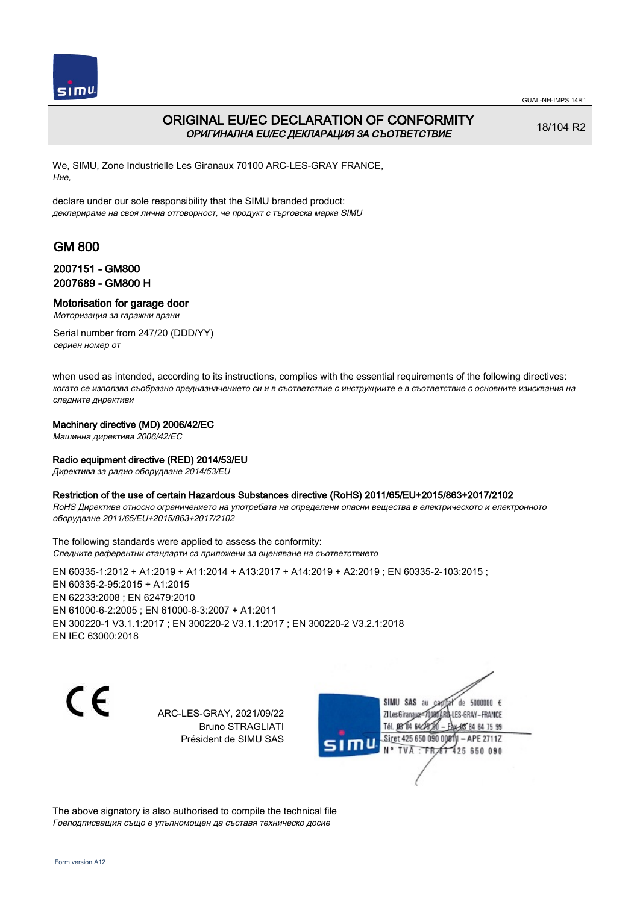# ORIGINAL EU/EC DECLARATION OF CONFORMITY

*ОРИГИНАЛНА EU/EC ДЕКЛАРАЦИЯ ЗА СЪОТВЕТСТВИЕ*

18/104 R2

We, SIMU, Zone Industrielle Les Giranaux 70100 ARC-LES-GRAY FRANCE,
*Ние,*

declare under our sole responsibility that the SIMU branded product:
*декларираме на своя лична отговорност, че продукт с търговска марка SIMU*

## GM 800

### 2007151 - GM800
### 2007689 - GM800 H

### Motorisation for garage door

*Моторизация за гаражни врани*

Serial number from 247/20 (DDD/YY)
*сериен номер от*

when used as intended, according to its instructions, complies with the essential requirements of the following directives:
*когато се използва съобразно предназначението си и в съответствие с инструкциите е в съответствие с основните изисквания на следните директиви*

**Machinery directive (MD) 2006/42/EC**
*Машинна директива 2006/42/EC*

**Radio equipment directive (RED) 2014/53/EU**
*Директива за радио оборудване 2014/53/EU*

**Restriction of the use of certain Hazardous Substances directive (RoHS) 2011/65/EU+2015/863+2017/2102**
*RoHS Директива относно ограничението на употребата на определени опасни вещества в електрическото и електронното оборудване 2011/65/EU+2015/863+2017/2102*

The following standards were applied to assess the conformity:
*Следните референтни стандарти са приложени за оценяване на съответствието*

EN 60335-1:2012 + A1:2019 + A11:2014 + A13:2017 + A14:2019 + A2:2019 ; EN 60335-2-103:2015 ;
EN 60335-2-95:2015 + A1:2015
EN 62233:2008 ; EN 62479:2010
EN 61000-6-2:2005 ; EN 61000-6-3:2007 + A1:2011
EN 300220-1 V3.1.1:2017 ; EN 300220-2 V3.1.1:2017 ; EN 300220-2 V3.2.1:2018
EN IEC 63000:2018

ARC-LES-GRAY, 2021/09/22
Bruno STRAGLIATI
Président de SIMU SAS

SIMU SAS au capital de 5000000 €
ZI Les Giranaux 70100 ARC-LES-GRAY-FRANCE
Tél. 03 84 64 75 00 – Fax 03 84 64 75 99
Siret 425 650 090 00011 – APE 2711Z
N° TVA : FR 87 425 650 090

The above signatory is also authorised to compile the technical file
*Гоеподписващия също е упълномощен да съставя техническо досие*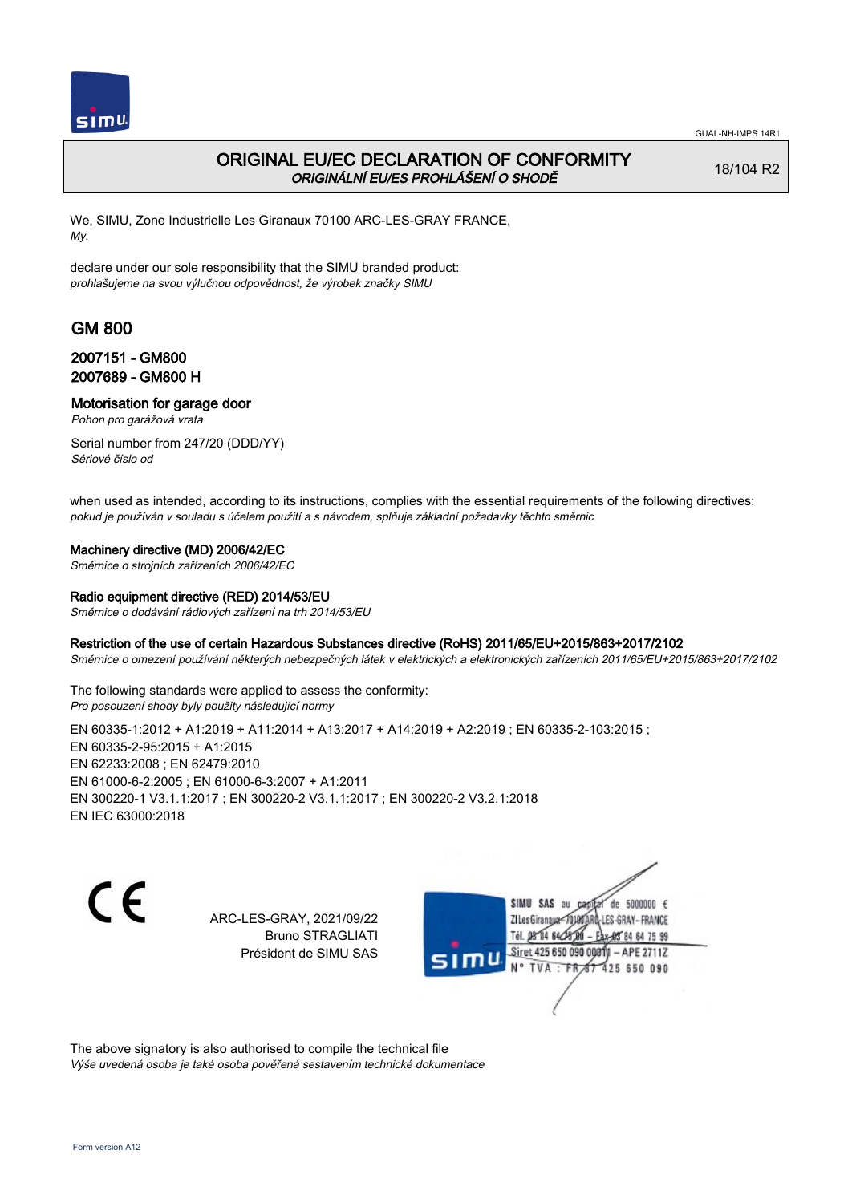# ORIGINAL EU/EC DECLARATION OF CONFORMITY
*ORIGINÁLNÍ EU/ES PROHLÁŠENÍ O SHODĚ*

18/104 R2

We, SIMU, Zone Industrielle Les Giranaux 70100 ARC-LES-GRAY FRANCE,
*My,*

declare under our sole responsibility that the SIMU branded product:
*prohlašujeme na svou výlučnou odpovědnost, že výrobek značky SIMU*

## GM 800

### 2007151 - GM800
### 2007689 - GM800 H

### Motorisation for garage door
*Pohon pro garážová vrata*

Serial number from 247/20 (DDD/YY)
*Sériové číslo od*

when used as intended, according to its instructions, complies with the essential requirements of the following directives:
*pokud je používán v souladu s účelem použití a s návodem, splňuje základní požadavky těchto směrnic*

**Machinery directive (MD) 2006/42/EC**
*Směrnice o strojních zařízeních 2006/42/EC*

**Radio equipment directive (RED) 2014/53/EU**
*Směrnice o dodávání rádiových zařízení na trh 2014/53/EU*

**Restriction of the use of certain Hazardous Substances directive (RoHS) 2011/65/EU+2015/863+2017/2102**
*Směrnice o omezení používání některých nebezpečných látek v elektrických a elektronických zařízeních 2011/65/EU+2015/863+2017/2102*

The following standards were applied to assess the conformity:
*Pro posouzení shody byly použity následující normy*

EN 60335-1:2012 + A1:2019 + A11:2014 + A13:2017 + A14:2019 + A2:2019 ; EN 60335-2-103:2015 ;
EN 60335-2-95:2015 + A1:2015
EN 62233:2008 ; EN 62479:2010
EN 61000-6-2:2005 ; EN 61000-6-3:2007 + A1:2011
EN 300220-1 V3.1.1:2017 ; EN 300220-2 V3.1.1:2017 ; EN 300220-2 V3.2.1:2018
EN IEC 63000:2018

ARC-LES-GRAY, 2021/09/22
Bruno STRAGLIATI
Président de SIMU SAS

SIMU SAS au capital de 5000000 €
ZI Les Giranaux 70100 ARC-LES-GRAY–FRANCE
Tél. 03 84 64 75 00 – Fax 03 84 64 75 99
Siret 425 650 090 00011 – APE 2711Z
N° TVA : FR 87 425 650 090

The above signatory is also authorised to compile the technical file
*Výše uvedená osoba je také osoba pověřená sestavením technické dokumentace*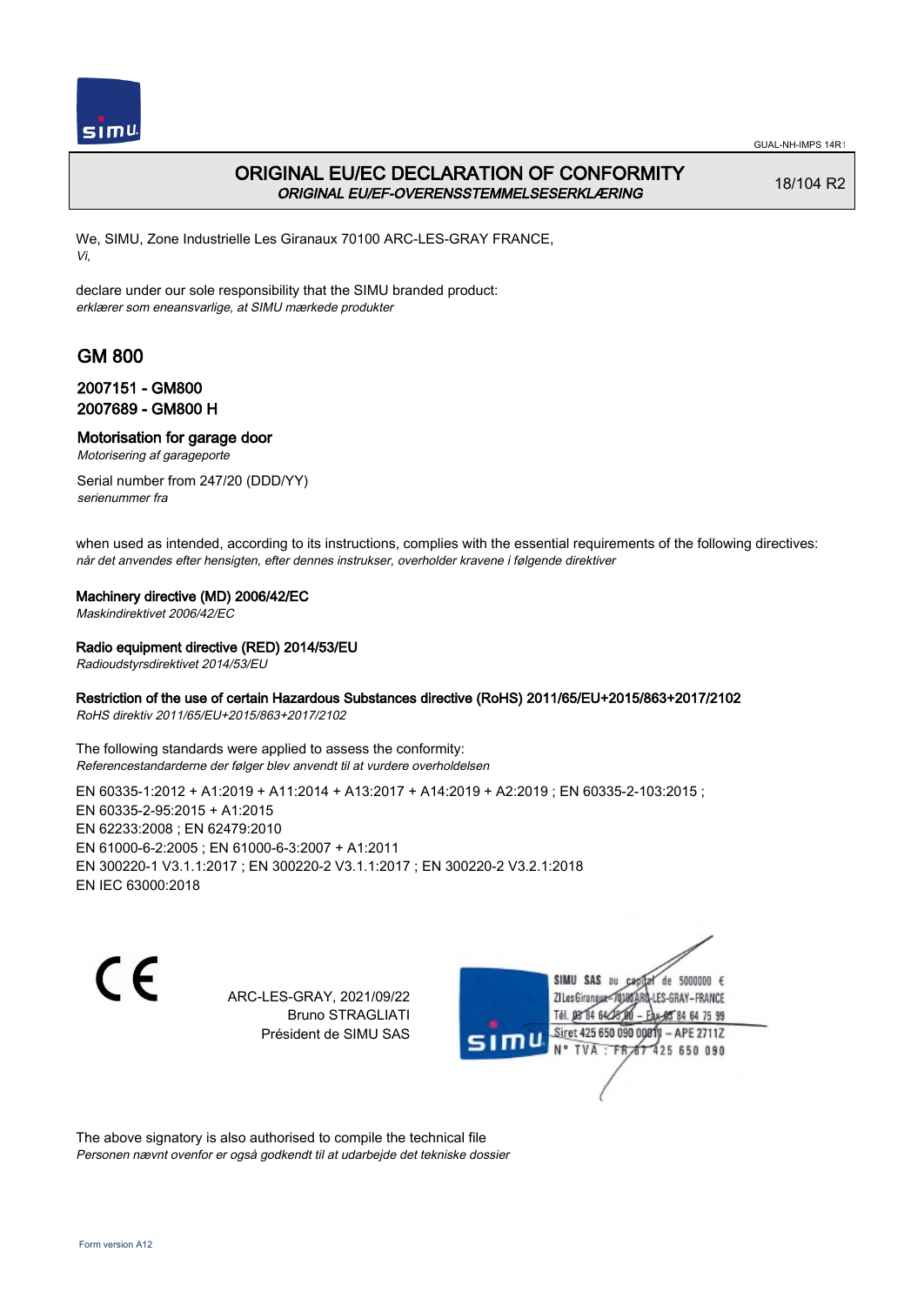# ORIGINAL EU/EC DECLARATION OF CONFORMITY
***ORIGINAL EU/EF-OVERENSSTEMMELSESERKLÆRING***

18/104 R2

We, SIMU, Zone Industrielle Les Giranaux 70100 ARC-LES-GRAY FRANCE,
*Vi,*

declare under our sole responsibility that the SIMU branded product:
*erklærer som eneansvarlige, at SIMU mærkede produkter*

## GM 800

### 2007151 - GM800
### 2007689 - GM800 H

### Motorisation for garage door
*Motorisering af garageporte*

Serial number from 247/20 (DDD/YY)
*serienummer fra*

when used as intended, according to its instructions, complies with the essential requirements of the following directives:
*når det anvendes efter hensigten, efter dennes instrukser, overholder kravene i følgende direktiver*

**Machinery directive (MD) 2006/42/EC**
*Maskindirektivet 2006/42/EC*

**Radio equipment directive (RED) 2014/53/EU**
*Radioudstyrsdirektivet 2014/53/EU*

**Restriction of the use of certain Hazardous Substances directive (RoHS) 2011/65/EU+2015/863+2017/2102**
*RoHS direktiv 2011/65/EU+2015/863+2017/2102*

The following standards were applied to assess the conformity:
*Referencestandarderne der følger blev anvendt til at vurdere overholdelsen*

EN 60335-1:2012 + A1:2019 + A11:2014 + A13:2017 + A14:2019 + A2:2019 ; EN 60335-2-103:2015 ;
EN 60335-2-95:2015 + A1:2015
EN 62233:2008 ; EN 62479:2010
EN 61000-6-2:2005 ; EN 61000-6-3:2007 + A1:2011
EN 300220-1 V3.1.1:2017 ; EN 300220-2 V3.1.1:2017 ; EN 300220-2 V3.2.1:2018
EN IEC 63000:2018

ARC-LES-GRAY, 2021/09/22
Bruno STRAGLIATI
Président de SIMU SAS

SIMU SAS au capital de 5000000 €
ZI Les Giranaux 70100 ARC-LES-GRAY-FRANCE
Tél. 03 84 64 75 00 – Fax 03 84 64 75 99
Siret 425 650 090 00011 – APE 2711Z
N° TVA : FR 87 425 650 090

The above signatory is also authorised to compile the technical file
*Personen nævnt ovenfor er også godkendt til at udarbejde det tekniske dossier*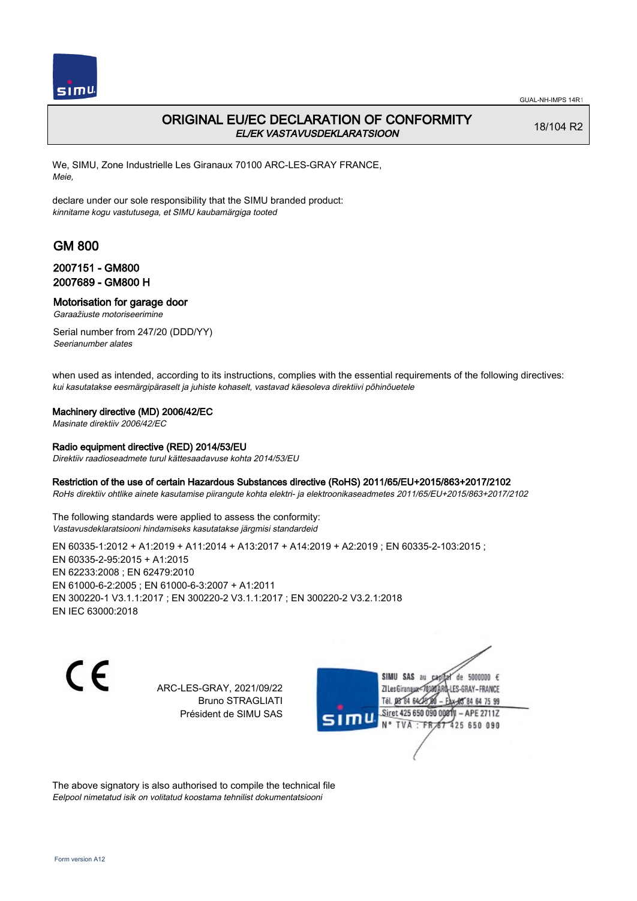# ORIGINAL EU/EC DECLARATION OF CONFORMITY

*EL/EK VASTAVUSDEKLARATSIOON*

18/104 R2

We, SIMU, Zone Industrielle Les Giranaux 70100 ARC-LES-GRAY FRANCE,
*Meie,*

declare under our sole responsibility that the SIMU branded product:
*kinnitame kogu vastutusega, et SIMU kaubamärgiga tooted*

## GM 800

### 2007151 - GM800
### 2007689 - GM800 H

### Motorisation for garage door

*Garaažiuste motoriseerimine*

Serial number from 247/20 (DDD/YY)
*Seerianumber alates*

when used as intended, according to its instructions, complies with the essential requirements of the following directives:
*kui kasutatakse eesmärgipäraselt ja juhiste kohaselt, vastavad käesoleva direktiivi põhinõuetele*

**Machinery directive (MD) 2006/42/EC**
*Masinate direktiiv 2006/42/EC*

**Radio equipment directive (RED) 2014/53/EU**
*Direktiiv raadioseadmete turul kättesaadavuse kohta 2014/53/EU*

**Restriction of the use of certain Hazardous Substances directive (RoHS) 2011/65/EU+2015/863+2017/2102**
*RoHs direktiiv ohtlike ainete kasutamise piirangute kohta elektri- ja elektroonikaseadmetes 2011/65/EU+2015/863+2017/2102*

The following standards were applied to assess the conformity:
*Vastavusdeklaratsiooni hindamiseks kasutatakse järgmisi standardeid*

EN 60335-1:2012 + A1:2019 + A11:2014 + A13:2017 + A14:2019 + A2:2019 ; EN 60335-2-103:2015 ;
EN 60335-2-95:2015 + A1:2015
EN 62233:2008 ; EN 62479:2010
EN 61000-6-2:2005 ; EN 61000-6-3:2007 + A1:2011
EN 300220-1 V3.1.1:2017 ; EN 300220-2 V3.1.1:2017 ; EN 300220-2 V3.2.1:2018
EN IEC 63000:2018

ARC-LES-GRAY, 2021/09/22
Bruno STRAGLIATI
Président de SIMU SAS

SIMU SAS au capital de 5000000 €
ZI Les Giranaux 70100 ARC-LES-GRAY-FRANCE
Tél. 03 84 64 75 00 – Fax 03 84 64 75 99
Siret 425 650 090 00011 – APE 2711Z
N° TVA : FR 87 425 650 090

The above signatory is also authorised to compile the technical file
*Eelpool nimetatud isik on volitatud koostama tehnilist dokumentatsiooni*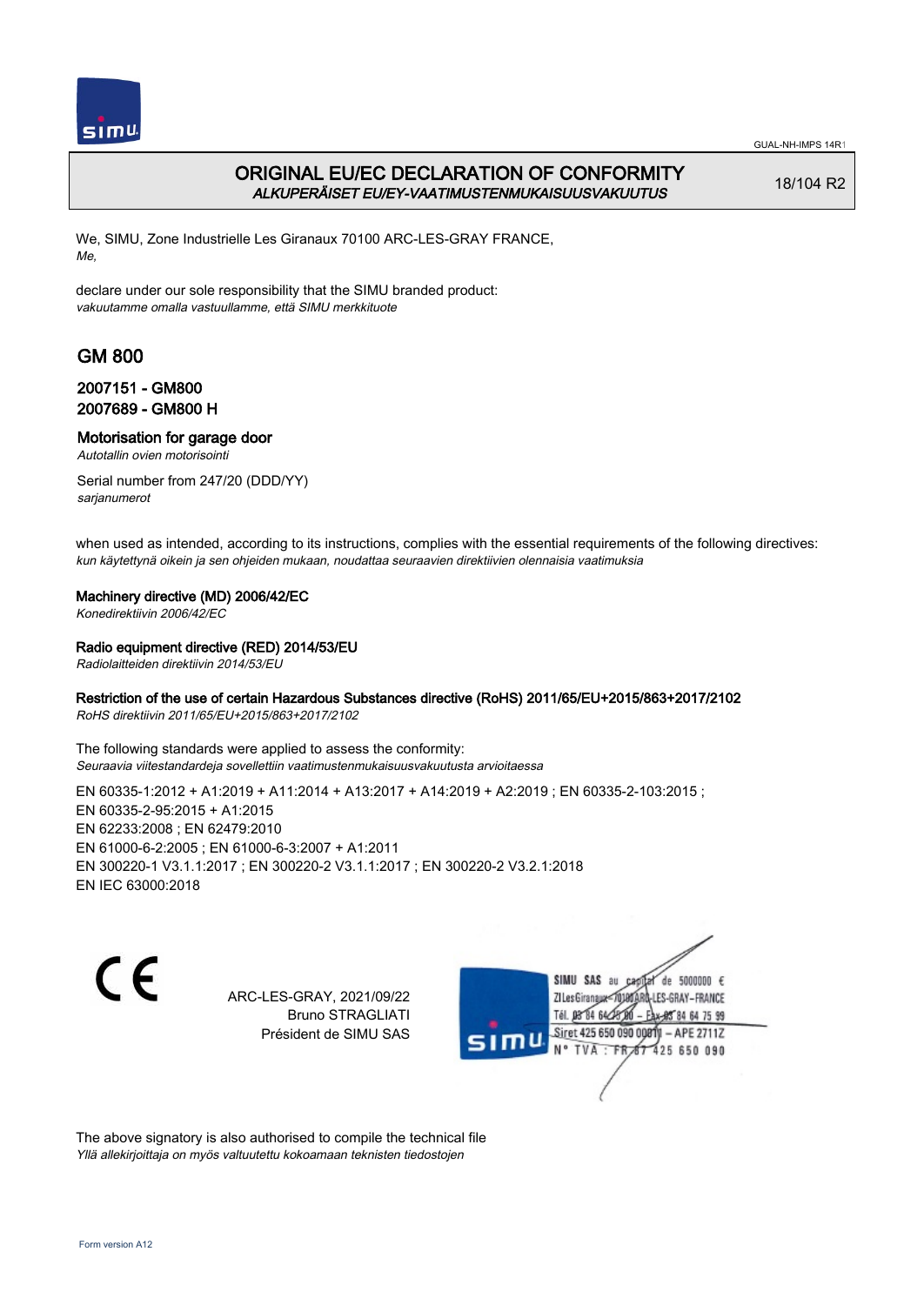# ORIGINAL EU/EC DECLARATION OF CONFORMITY
*ALKUPERÄISET EU/EY-VAATIMUSTENMUKAISUUSVAKUUTUS*

18/104 R2

We, SIMU, Zone Industrielle Les Giranaux 70100 ARC-LES-GRAY FRANCE,
*Me,*

declare under our sole responsibility that the SIMU branded product:
*vakuutamme omalla vastuullamme, että SIMU merkkituote*

## GM 800

### 2007151 - GM800
### 2007689 - GM800 H

**Motorisation for garage door**
*Autotallin ovien motorisointi*

Serial number from 247/20 (DDD/YY)
*sarjanumerot*

when used as intended, according to its instructions, complies with the essential requirements of the following directives:
*kun käytettynä oikein ja sen ohjeiden mukaan, noudattaa seuraavien direktiivien olennaisia vaatimuksia*

**Machinery directive (MD) 2006/42/EC**
*Konedirektiivin 2006/42/EC*

**Radio equipment directive (RED) 2014/53/EU**
*Radiolaitteiden direktiivin 2014/53/EU*

**Restriction of the use of certain Hazardous Substances directive (RoHS) 2011/65/EU+2015/863+2017/2102**
*RoHS direktiivin 2011/65/EU+2015/863+2017/2102*

The following standards were applied to assess the conformity:
*Seuraavia viitestandardeja sovellettiin vaatimustenmukaisuusvakuutusta arvioitaessa*

EN 60335-1:2012 + A1:2019 + A11:2014 + A13:2017 + A14:2019 + A2:2019 ; EN 60335-2-103:2015 ;
EN 60335-2-95:2015 + A1:2015
EN 62233:2008 ; EN 62479:2010
EN 61000-6-2:2005 ; EN 61000-6-3:2007 + A1:2011
EN 300220-1 V3.1.1:2017 ; EN 300220-2 V3.1.1:2017 ; EN 300220-2 V3.2.1:2018
EN IEC 63000:2018

ARC-LES-GRAY, 2021/09/22
Bruno STRAGLIATI
Président de SIMU SAS

SIMU SAS au capital de 5000000 €
ZI Les Giranaux 70100 ARC-LES-GRAY-FRANCE
Tél. 03 84 64 28 00 – Fax 03 84 64 75 99
Siret 425 650 090 00011 – APE 2711Z
N° TVA : FR 67 425 650 090

The above signatory is also authorised to compile the technical file
*Yllä allekirjoittaja on myös valtuutettu kokoamaan teknisten tiedostojen*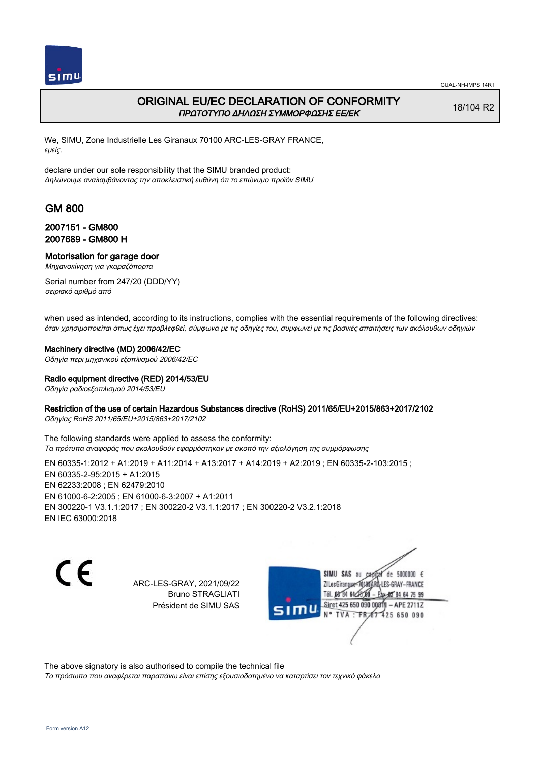# ORIGINAL EU/EC DECLARATION OF CONFORMITY
*ΠΡΩΤΟΤΥΠΟ ΔΗΛΩΣΗ ΣΥΜΜΟΡΦΩΣΗΣ ΕΕ/ΕΚ*

18/104 R2

We, SIMU, Zone Industrielle Les Giranaux 70100 ARC-LES-GRAY FRANCE,
*εμείς,*

declare under our sole responsibility that the SIMU branded product:
*Δηλώνουμε αναλαμβάνοντας την αποκλειστική ευθύνη ότι το επώνυμο προϊόν SIMU*

## GM 800

### 2007151 - GM800
### 2007689 - GM800 H

### Motorisation for garage door
*Μηχανοκίνηση για γκαραζόπορτα*

Serial number from 247/20 (DDD/YY)
*σειριακό αριθμό από*

when used as intended, according to its instructions, complies with the essential requirements of the following directives:
*όταν χρησιμοποιείται όπως έχει προβλεφθεί, σύμφωνα με τις οδηγίες του, συμφωνεί με τις βασικές απαιτήσεις των ακόλουθων οδηγιών*

**Machinery directive (MD) 2006/42/EC**
*Οδηγία περι μηχανικού εξοπλισμού 2006/42/EC*

**Radio equipment directive (RED) 2014/53/EU**
*Οδηγία ραδιοεξοπλισμού 2014/53/EU*

**Restriction of the use of certain Hazardous Substances directive (RoHS) 2011/65/EU+2015/863+2017/2102**
*Οδηγίας RoHS 2011/65/EU+2015/863+2017/2102*

The following standards were applied to assess the conformity:
*Τα πρότυπα αναφοράς που ακολουθούν εφαρμόστηκαν με σκοπό την αξιολόγηση της συμμόρφωσης*

EN 60335-1:2012 + A1:2019 + A11:2014 + A13:2017 + A14:2019 + A2:2019 ; EN 60335-2-103:2015 ;
EN 60335-2-95:2015 + A1:2015
EN 62233:2008 ; EN 62479:2010
EN 61000-6-2:2005 ; EN 61000-6-3:2007 + A1:2011
EN 300220-1 V3.1.1:2017 ; EN 300220-2 V3.1.1:2017 ; EN 300220-2 V3.2.1:2018
EN IEC 63000:2018

CE

ARC-LES-GRAY, 2021/09/22
Bruno STRAGLIATI
Président de SIMU SAS

SIMU SAS au capital de 5000000 €
ZI Les Giranaux 70100 ARC-LES-GRAY-FRANCE
Tél. 03 84 64 75 00 – Fax 03 84 64 75 99
Siret 425 650 090 00011 – APE 2711Z
N° TVA : FR 87 425 650 090

The above signatory is also authorised to compile the technical file
*Το πρόσωπο που αναφέρεται παραπάνω είναι επίσης εξουσιοδοτημένο να καταρτίσει τον τεχνικό φάκελο*

Form version A12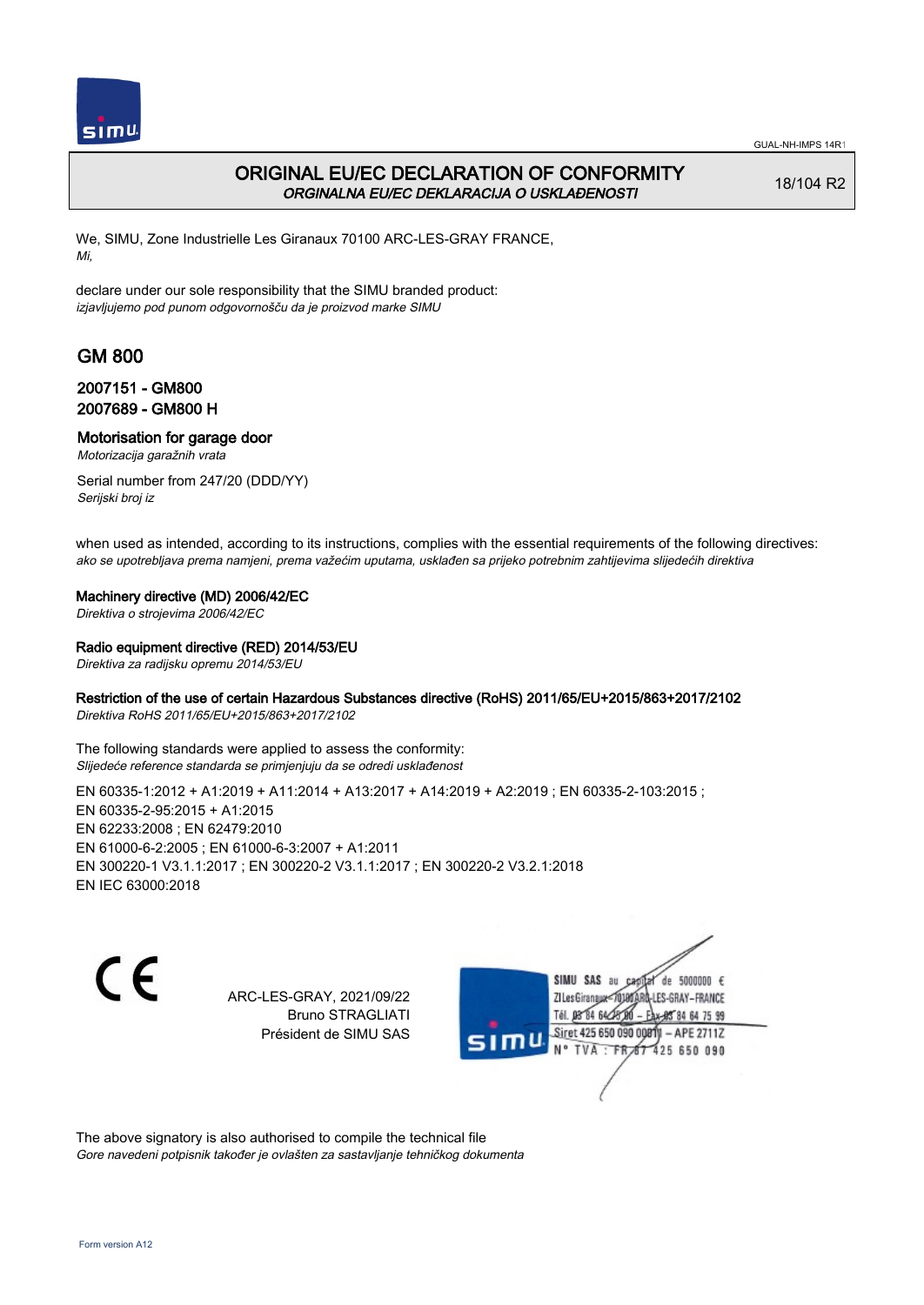GUAL-NH-IMPS 14R1

# ORIGINAL EU/EC DECLARATION OF CONFORMITY
*ORGINALNA EU/EC DEKLARACIJA O USKLAĐENOSTI*

18/104 R2

We, SIMU, Zone Industrielle Les Giranaux 70100 ARC-LES-GRAY FRANCE,
*Mi,*

declare under our sole responsibility that the SIMU branded product:
*izjavljujemo pod punom odgovornošču da je proizvod marke SIMU*

## GM 800

### 2007151 - GM800
### 2007689 - GM800 H

### Motorisation for garage door
*Motorizacija garažnih vrata*

Serial number from 247/20 (DDD/YY)
*Serijski broj iz*

when used as intended, according to its instructions, complies with the essential requirements of the following directives:
*ako se upotrebljava prema namjeni, prema važećim uputama, usklađen sa prijeko potrebnim zahtijevima slijedećih direktiva*

**Machinery directive (MD) 2006/42/EC**
*Direktiva o strojevima 2006/42/EC*

**Radio equipment directive (RED) 2014/53/EU**
*Direktiva za radijsku opremu 2014/53/EU*

**Restriction of the use of certain Hazardous Substances directive (RoHS) 2011/65/EU+2015/863+2017/2102**
*Direktiva RoHS 2011/65/EU+2015/863+2017/2102*

The following standards were applied to assess the conformity:
*Slijedeće reference standarda se primjenjuju da se odredi usklađenost*

EN 60335-1:2012 + A1:2019 + A11:2014 + A13:2017 + A14:2019 + A2:2019 ; EN 60335-2-103:2015 ;
EN 60335-2-95:2015 + A1:2015
EN 62233:2008 ; EN 62479:2010
EN 61000-6-2:2005 ; EN 61000-6-3:2007 + A1:2011
EN 300220-1 V3.1.1:2017 ; EN 300220-2 V3.1.1:2017 ; EN 300220-2 V3.2.1:2018
EN IEC 63000:2018

ARC-LES-GRAY, 2021/09/22
Bruno STRAGLIATI
Président de SIMU SAS

SIMU SAS au capital de 5000000 €
ZI Les Giranaux 70100 ARC-LES-GRAY-FRANCE
Tél. 03 84 64 75 00 – Fax 03 84 64 75 99
Siret 425 650 090 00011 – APE 2711Z
N° TVA : FR 87 425 650 090

The above signatory is also authorised to compile the technical file
*Gore navedeni potpisnik također je ovlašten za sastavljanje tehničkog dokumenta*

Form version A12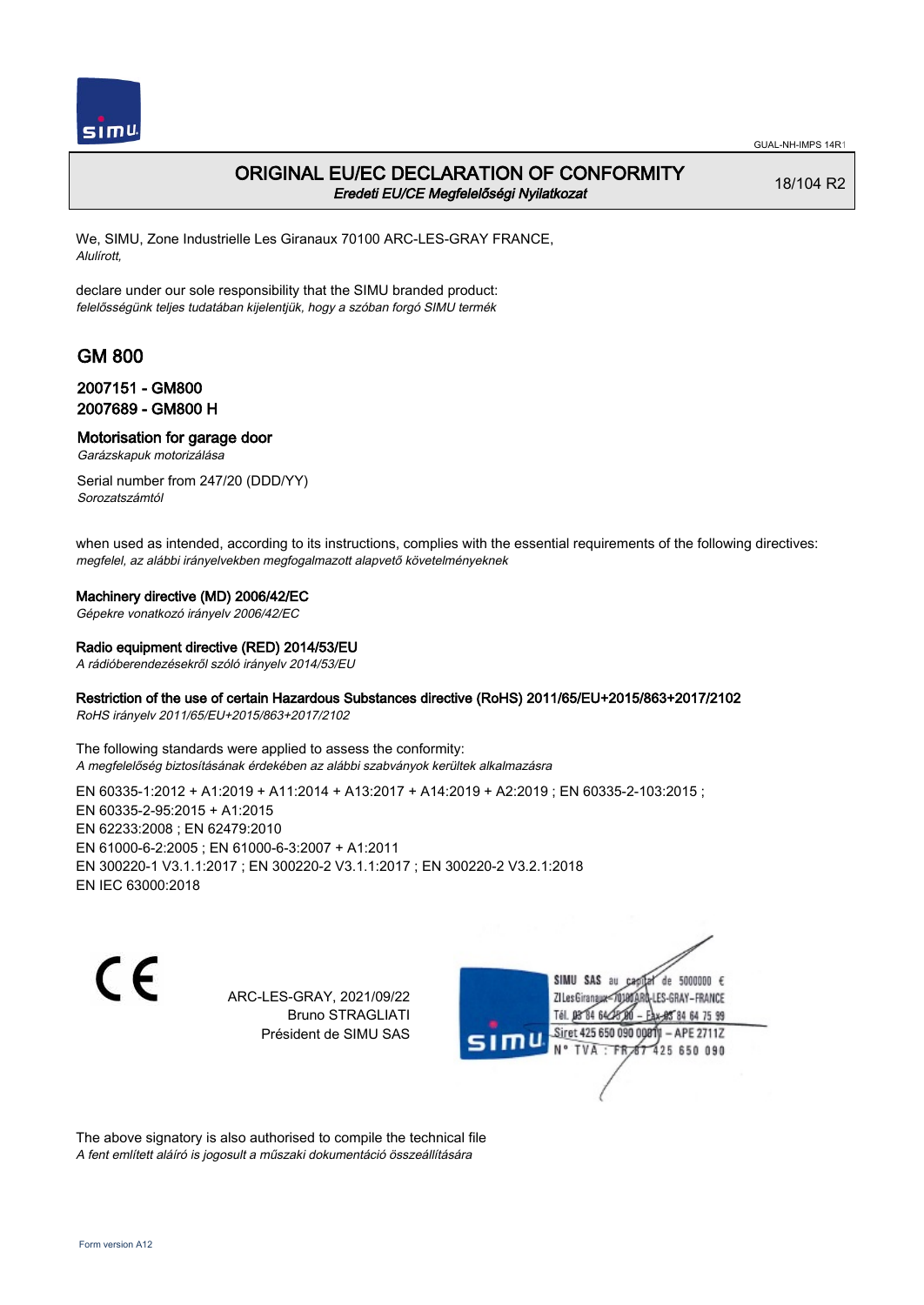GUAL-NH-IMPS 14R1

# ORIGINAL EU/EC DECLARATION OF CONFORMITY

*Eredeti EU/CE Megfelelőségi Nyilatkozat*

18/104 R2

We, SIMU, Zone Industrielle Les Giranaux 70100 ARC-LES-GRAY FRANCE,
*Alulírott,*

declare under our sole responsibility that the SIMU branded product:
*felelősségünk teljes tudatában kijelentjük, hogy a szóban forgó SIMU termék*

## GM 800

### 2007151 - GM800
### 2007689 - GM800 H

**Motorisation for garage door**
*Garázskapuk motorizálása*

Serial number from 247/20 (DDD/YY)
*Sorozatszámtól*

when used as intended, according to its instructions, complies with the essential requirements of the following directives:
*megfelel, az alábbi irányelvekben megfogalmazott alapvető követelményeknek*

**Machinery directive (MD) 2006/42/EC**
*Gépekre vonatkozó irányelv 2006/42/EC*

**Radio equipment directive (RED) 2014/53/EU**
*A rádióberendezésekről szóló irányelv 2014/53/EU*

**Restriction of the use of certain Hazardous Substances directive (RoHS) 2011/65/EU+2015/863+2017/2102**
*RoHS irányelv 2011/65/EU+2015/863+2017/2102*

The following standards were applied to assess the conformity:
*A megfelelőség biztosításának érdekében az alábbi szabványok kerültek alkalmazásra*

EN 60335-1:2012 + A1:2019 + A11:2014 + A13:2017 + A14:2019 + A2:2019 ; EN 60335-2-103:2015 ;
EN 60335-2-95:2015 + A1:2015
EN 62233:2008 ; EN 62479:2010
EN 61000-6-2:2005 ; EN 61000-6-3:2007 + A1:2011
EN 300220-1 V3.1.1:2017 ; EN 300220-2 V3.1.1:2017 ; EN 300220-2 V3.2.1:2018
EN IEC 63000:2018

ARC-LES-GRAY, 2021/09/22
Bruno STRAGLIATI
Président de SIMU SAS

SIMU SAS au capital de 5000000 €
ZI Les Giranaux 70100 ARC-LES-GRAY-FRANCE
Tél. 03 84 64 75 00 – Fax 03 84 64 75 99
Siret 425 650 090 00011 – APE 2711Z
N° TVA : FR 87 425 650 090

The above signatory is also authorised to compile the technical file
*A fent említett aláíró is jogosult a műszaki dokumentáció összeállítására*

Form version A12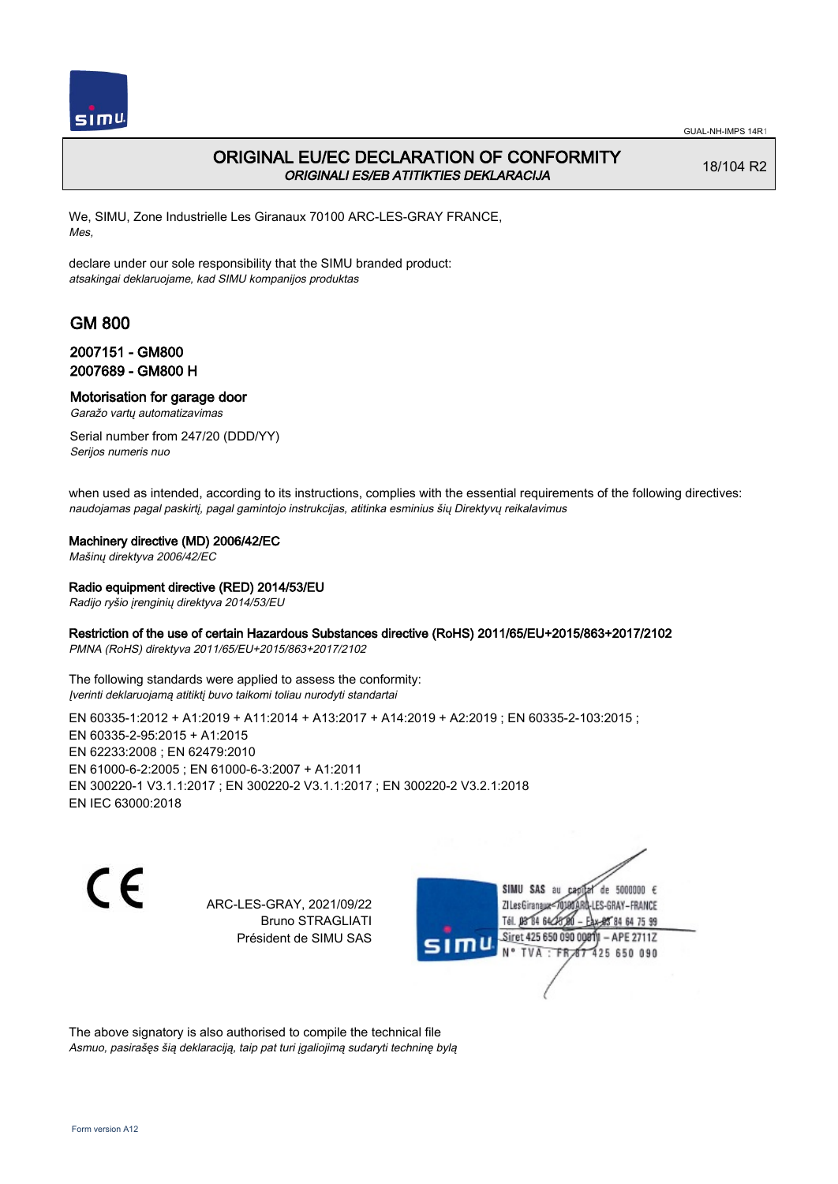# ORIGINAL EU/EC DECLARATION OF CONFORMITY

*ORIGINALI ES/EB ATITIKTIES DEKLARACIJA*

18/104 R2

We, SIMU, Zone Industrielle Les Giranaux 70100 ARC-LES-GRAY FRANCE,
*Mes,*

declare under our sole responsibility that the SIMU branded product:
*atsakingai deklaruojame, kad SIMU kompanijos produktas*

## GM 800

### 2007151 - GM800
### 2007689 - GM800 H

**Motorisation for garage door**
*Garažo vartų automatizavimas*

Serial number from 247/20 (DDD/YY)
*Serijos numeris nuo*

when used as intended, according to its instructions, complies with the essential requirements of the following directives:
*naudojamas pagal paskirtį, pagal gamintojo instrukcijas, atitinka esminius šių Direktyvų reikalavimus*

**Machinery directive (MD) 2006/42/EC**
*Mašinų direktyva 2006/42/EC*

**Radio equipment directive (RED) 2014/53/EU**
*Radijo ryšio įrenginių direktyva 2014/53/EU*

**Restriction of the use of certain Hazardous Substances directive (RoHS) 2011/65/EU+2015/863+2017/2102**
*PMNA (RoHS) direktyva 2011/65/EU+2015/863+2017/2102*

The following standards were applied to assess the conformity:
*Įverinti deklaruojamą atitiktį buvo taikomi toliau nurodyti standartai*

EN 60335-1:2012 + A1:2019 + A11:2014 + A13:2017 + A14:2019 + A2:2019 ; EN 60335-2-103:2015 ;
EN 60335-2-95:2015 + A1:2015
EN 62233:2008 ; EN 62479:2010
EN 61000-6-2:2005 ; EN 61000-6-3:2007 + A1:2011
EN 300220-1 V3.1.1:2017 ; EN 300220-2 V3.1.1:2017 ; EN 300220-2 V3.2.1:2018
EN IEC 63000:2018

CE

ARC-LES-GRAY, 2021/09/22
Bruno STRAGLIATI
Président de SIMU SAS

SIMU SAS au capital de 5000000 €
ZI Les Giranaux 70100 ARC-LES-GRAY-FRANCE
Tél. 03 84 64 75 00 – Fax 03 84 64 75 99
Siret 425 650 090 00011 – APE 2711Z
N° TVA : FR 67 425 650 090

The above signatory is also authorised to compile the technical file
*Asmuo, pasirašęs šią deklaraciją, taip pat turi įgaliojimą sudaryti techninę bylą*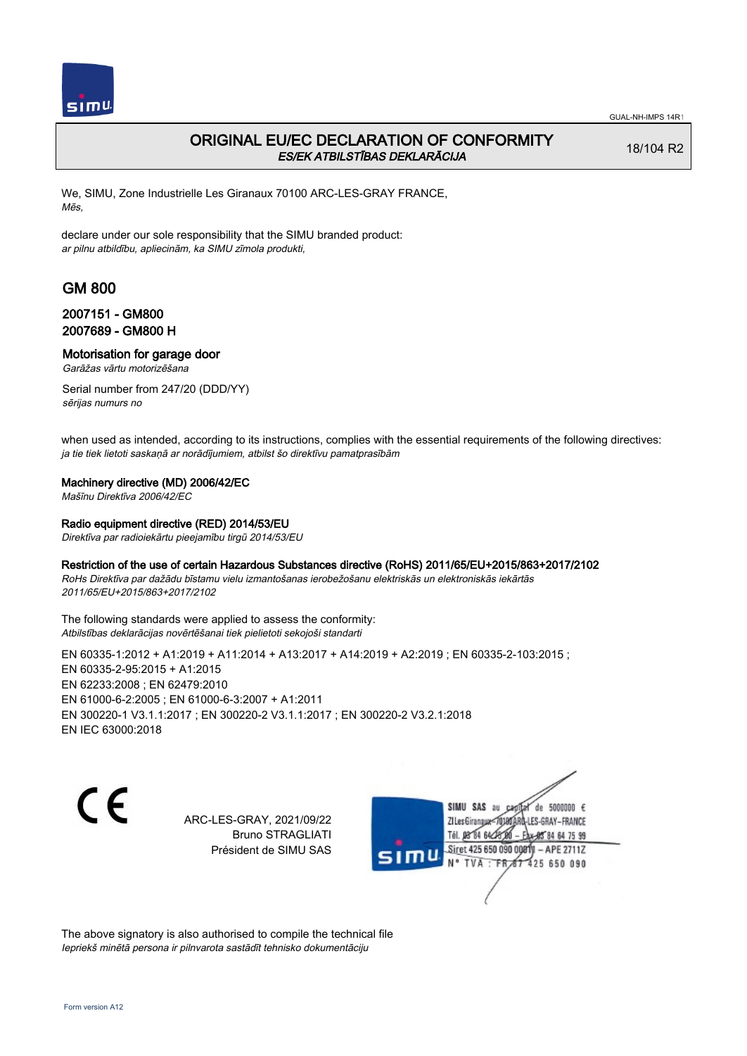# ORIGINAL EU/EC DECLARATION OF CONFORMITY

*ES/EK ATBILSTĪBAS DEKLARĀCIJA*

18/104 R2

We, SIMU, Zone Industrielle Les Giranaux 70100 ARC-LES-GRAY FRANCE,
*Mēs,*

declare under our sole responsibility that the SIMU branded product:
*ar pilnu atbildību, apliecinām, ka SIMU zīmola produkti,*

## GM 800

### 2007151 - GM800
### 2007689 - GM800 H

**Motorisation for garage door**
*Garāžas vārtu motorizēšana*

Serial number from 247/20 (DDD/YY)
*sērijas numurs no*

when used as intended, according to its instructions, complies with the essential requirements of the following directives:
*ja tie tiek lietoti saskaņā ar norādījumiem, atbilst šo direktīvu pamatprasībām*

**Machinery directive (MD) 2006/42/EC**
*Mašīnu Direktīva 2006/42/EC*

**Radio equipment directive (RED) 2014/53/EU**
*Direktīva par radioiekārtu pieejamību tirgū 2014/53/EU*

**Restriction of the use of certain Hazardous Substances directive (RoHS) 2011/65/EU+2015/863+2017/2102**
*RoHs Direktīva par dažādu bīstamu vielu izmantošanas ierobežošanu elektriskās un elektroniskās iekārtās 2011/65/EU+2015/863+2017/2102*

The following standards were applied to assess the conformity:
*Atbilstības deklarācijas novērtēšanai tiek pielietoti sekojoši standarti*

EN 60335-1:2012 + A1:2019 + A11:2014 + A13:2017 + A14:2019 + A2:2019 ; EN 60335-2-103:2015 ;
EN 60335-2-95:2015 + A1:2015
EN 62233:2008 ; EN 62479:2010
EN 61000-6-2:2005 ; EN 61000-6-3:2007 + A1:2011
EN 300220-1 V3.1.1:2017 ; EN 300220-2 V3.1.1:2017 ; EN 300220-2 V3.2.1:2018
EN IEC 63000:2018

ARC-LES-GRAY, 2021/09/22
Bruno STRAGLIATI
Président de SIMU SAS

SIMU SAS au capital de 5000000 €
ZI Les Giranaux 70100 ARC-LES-GRAY-FRANCE
Tél. 03 84 64 75 00 – Fax 03 84 64 75 99
Siret 425 650 090 00011 – APE 2711Z
N° TVA : FR 87 425 650 090

The above signatory is also authorised to compile the technical file
*Iepriekš minētā persona ir pilnvarota sastādīt tehnisko dokumentāciju*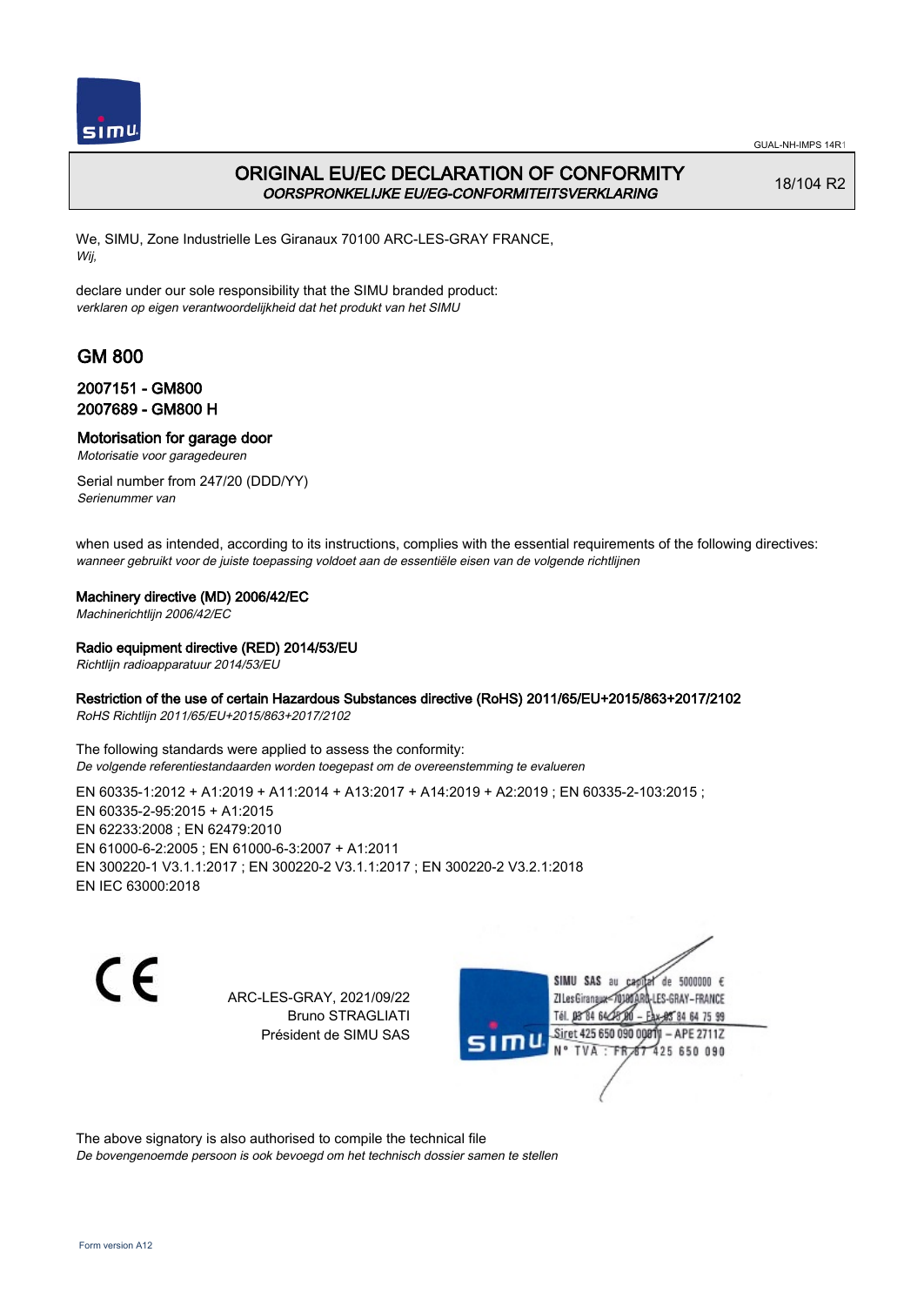GUAL-NH-IMPS 14R1

# ORIGINAL EU/EC DECLARATION OF CONFORMITY
*OORSPRONKELIJKE EU/EG-CONFORMITEITSVERKLARING*

18/104 R2

We, SIMU, Zone Industrielle Les Giranaux 70100 ARC-LES-GRAY FRANCE,
*Wij,*

declare under our sole responsibility that the SIMU branded product:
*verklaren op eigen verantwoordelijkheid dat het produkt van het SIMU*

## GM 800

### 2007151 - GM800
### 2007689 - GM800 H

**Motorisation for garage door**
*Motorisatie voor garagedeuren*

Serial number from 247/20 (DDD/YY)
*Serienummer van*

when used as intended, according to its instructions, complies with the essential requirements of the following directives:
*wanneer gebruikt voor de juiste toepassing voldoet aan de essentiële eisen van de volgende richtlijnen*

**Machinery directive (MD) 2006/42/EC**
*Machinerichtlijn 2006/42/EC*

**Radio equipment directive (RED) 2014/53/EU**
*Richtlijn radioapparatuur 2014/53/EU*

**Restriction of the use of certain Hazardous Substances directive (RoHS) 2011/65/EU+2015/863+2017/2102**
*RoHS Richtlijn 2011/65/EU+2015/863+2017/2102*

The following standards were applied to assess the conformity:
*De volgende referentiestandaarden worden toegepast om de overeenstemming te evalueren*

EN 60335-1:2012 + A1:2019 + A11:2014 + A13:2017 + A14:2019 + A2:2019 ; EN 60335-2-103:2015 ;
EN 60335-2-95:2015 + A1:2015
EN 62233:2008 ; EN 62479:2010
EN 61000-6-2:2005 ; EN 61000-6-3:2007 + A1:2011
EN 300220-1 V3.1.1:2017 ; EN 300220-2 V3.1.1:2017 ; EN 300220-2 V3.2.1:2018
EN IEC 63000:2018

CE

ARC-LES-GRAY, 2021/09/22
Bruno STRAGLIATI
Président de SIMU SAS

SIMU SAS au capital de 5000000 €
ZI Les Giranaux 70100 ARC-LES-GRAY-FRANCE
Tél. 03 84 64 75 00 – Fax 03 84 64 75 99
Siret 425 650 090 00011 – APE 2711Z
N° TVA : FR 87 425 650 090

The above signatory is also authorised to compile the technical file
*De bovengenoemde persoon is ook bevoegd om het technisch dossier samen te stellen*

Form version A12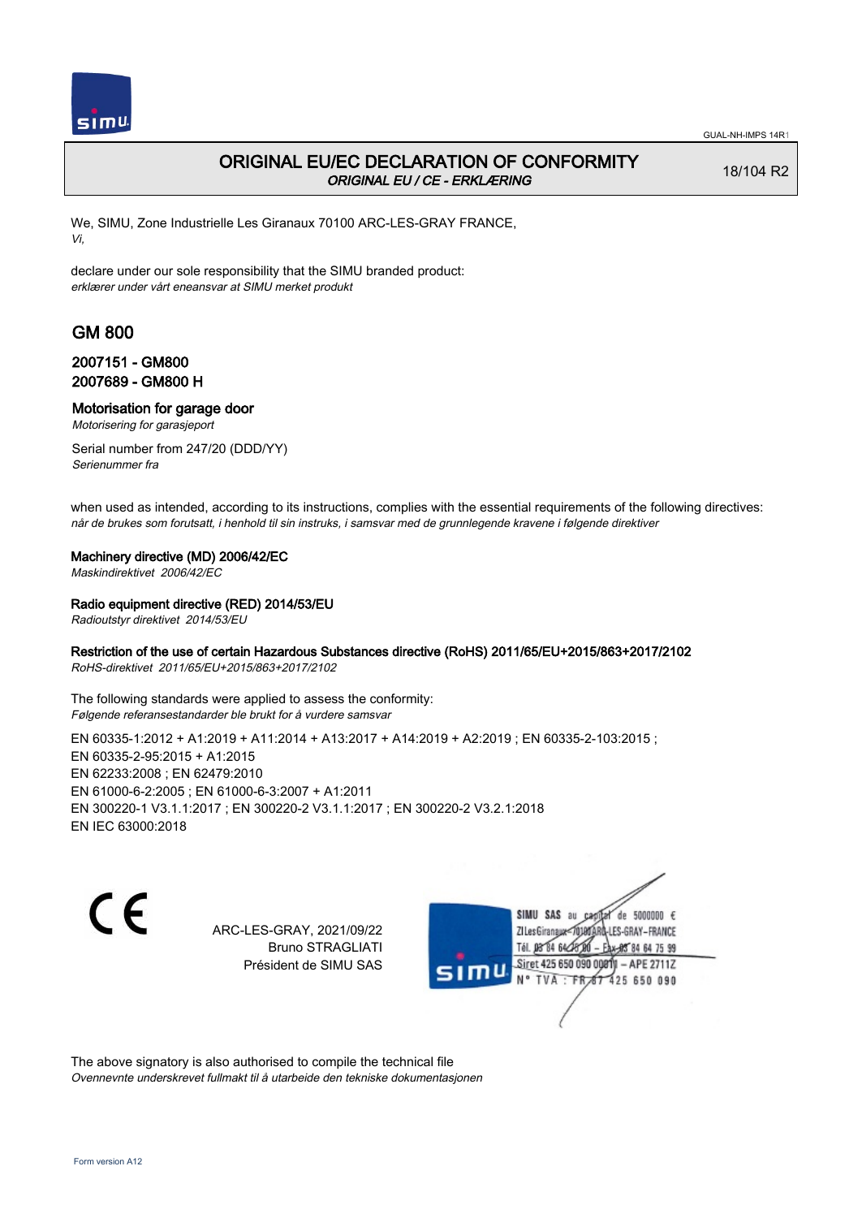GUAL-NH-IMPS 14R1

# ORIGINAL EU/EC DECLARATION OF CONFORMITY

*ORIGINAL EU / CE - ERKLÆRING*

18/104 R2

We, SIMU, Zone Industrielle Les Giranaux 70100 ARC-LES-GRAY FRANCE,
*Vi,*

declare under our sole responsibility that the SIMU branded product:
*erklærer under vårt eneansvar at SIMU merket produkt*

## GM 800

### 2007151 - GM800
### 2007689 - GM800 H

### Motorisation for garage door

*Motorisering for garasjeport*

Serial number from 247/20 (DDD/YY)
*Serienummer fra*

when used as intended, according to its instructions, complies with the essential requirements of the following directives:
*når de brukes som forutsatt, i henhold til sin instruks, i samsvar med de grunnlegende kravene i følgende direktiver*

**Machinery directive (MD) 2006/42/EC**
*Maskindirektivet 2006/42/EC*

**Radio equipment directive (RED) 2014/53/EU**
*Radioutstyr direktivet 2014/53/EU*

**Restriction of the use of certain Hazardous Substances directive (RoHS) 2011/65/EU+2015/863+2017/2102**
*RoHS-direktivet 2011/65/EU+2015/863+2017/2102*

The following standards were applied to assess the conformity:
*Følgende referansestandarder ble brukt for å vurdere samsvar*

EN 60335-1:2012 + A1:2019 + A11:2014 + A13:2017 + A14:2019 + A2:2019 ; EN 60335-2-103:2015 ;
EN 60335-2-95:2015 + A1:2015
EN 62233:2008 ; EN 62479:2010
EN 61000-6-2:2005 ; EN 61000-6-3:2007 + A1:2011
EN 300220-1 V3.1.1:2017 ; EN 300220-2 V3.1.1:2017 ; EN 300220-2 V3.2.1:2018
EN IEC 63000:2018

CE

ARC-LES-GRAY, 2021/09/22
Bruno STRAGLIATI
Président de SIMU SAS

SIMU SAS au capital de 5000000 €
ZI Les Giranaux 70100 ARC-LES-GRAY-FRANCE
Tél. 03 84 64 75 00 – Fax 03 84 64 75 99
Siret 425 650 090 00011 – APE 2711Z
N° TVA : FR 87 425 650 090

The above signatory is also authorised to compile the technical file
*Ovennevnte underskrevet fullmakt til å utarbeide den tekniske dokumentasjonen*

Form version A12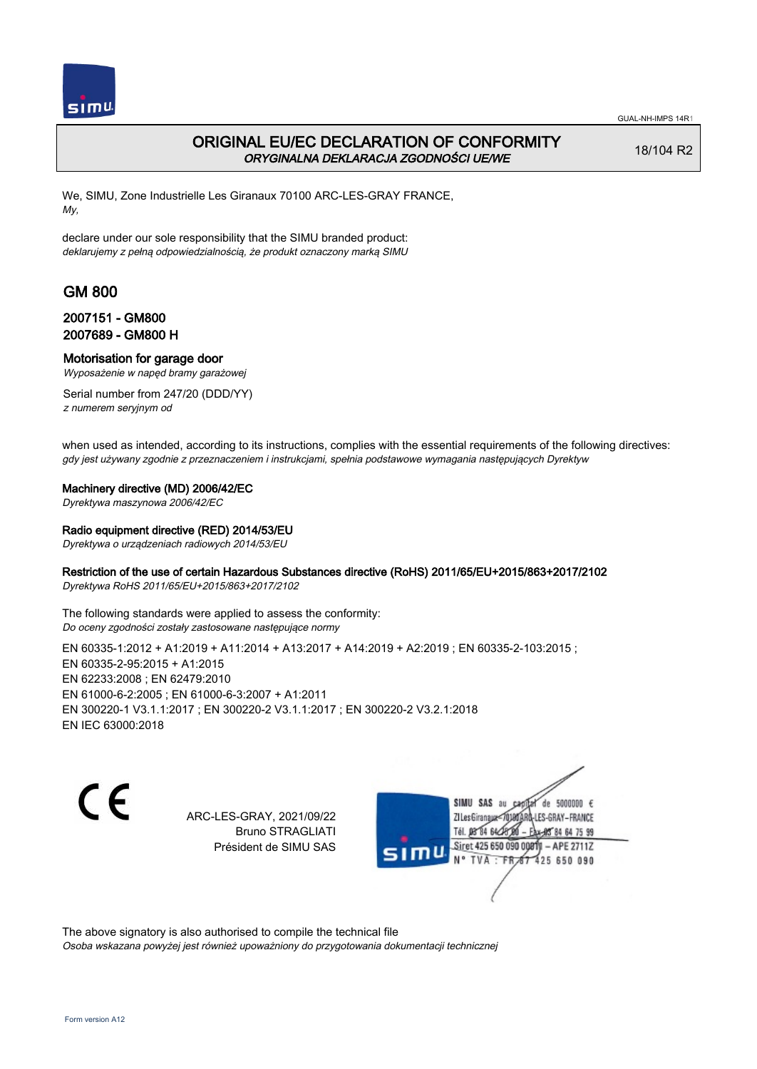# ORIGINAL EU/EC DECLARATION OF CONFORMITY
*ORYGINALNA DEKLARACJA ZGODNOŚCI UE/WE*

18/104 R2

We, SIMU, Zone Industrielle Les Giranaux 70100 ARC-LES-GRAY FRANCE,
*My,*

declare under our sole responsibility that the SIMU branded product:
*deklarujemy z pełną odpowiedzialnością, że produkt oznaczony marką SIMU*

## GM 800

### 2007151 - GM800
### 2007689 - GM800 H

**Motorisation for garage door**
*Wyposażenie w napęd bramy garażowej*

Serial number from 247/20 (DDD/YY)
*z numerem seryjnym od*

when used as intended, according to its instructions, complies with the essential requirements of the following directives:
*gdy jest używany zgodnie z przeznaczeniem i instrukcjami, spełnia podstawowe wymagania następujących Dyrektyw*

**Machinery directive (MD) 2006/42/EC**
*Dyrektywa maszynowa 2006/42/EC*

**Radio equipment directive (RED) 2014/53/EU**
*Dyrektywa o urządzeniach radiowych 2014/53/EU*

**Restriction of the use of certain Hazardous Substances directive (RoHS) 2011/65/EU+2015/863+2017/2102**
*Dyrektywa RoHS 2011/65/EU+2015/863+2017/2102*

The following standards were applied to assess the conformity:
*Do oceny zgodności zostały zastosowane następujące normy*

EN 60335-1:2012 + A1:2019 + A11:2014 + A13:2017 + A14:2019 + A2:2019 ; EN 60335-2-103:2015 ;
EN 60335-2-95:2015 + A1:2015
EN 62233:2008 ; EN 62479:2010
EN 61000-6-2:2005 ; EN 61000-6-3:2007 + A1:2011
EN 300220-1 V3.1.1:2017 ; EN 300220-2 V3.1.1:2017 ; EN 300220-2 V3.2.1:2018
EN IEC 63000:2018

CE

ARC-LES-GRAY, 2021/09/22
Bruno STRAGLIATI
Président de SIMU SAS

SIMU SAS au capital de 5000000 €
ZI Les Giranaux 70100 ARC-LES-GRAY-FRANCE
Tél. 03 84 64 75 00 – Fax 03 84 64 75 99
Siret 425 650 090 00011 – APE 2711Z
N° TVA : FR 67 425 650 090

The above signatory is also authorised to compile the technical file
*Osoba wskazana powyżej jest również upoważniony do przygotowania dokumentacji technicznej*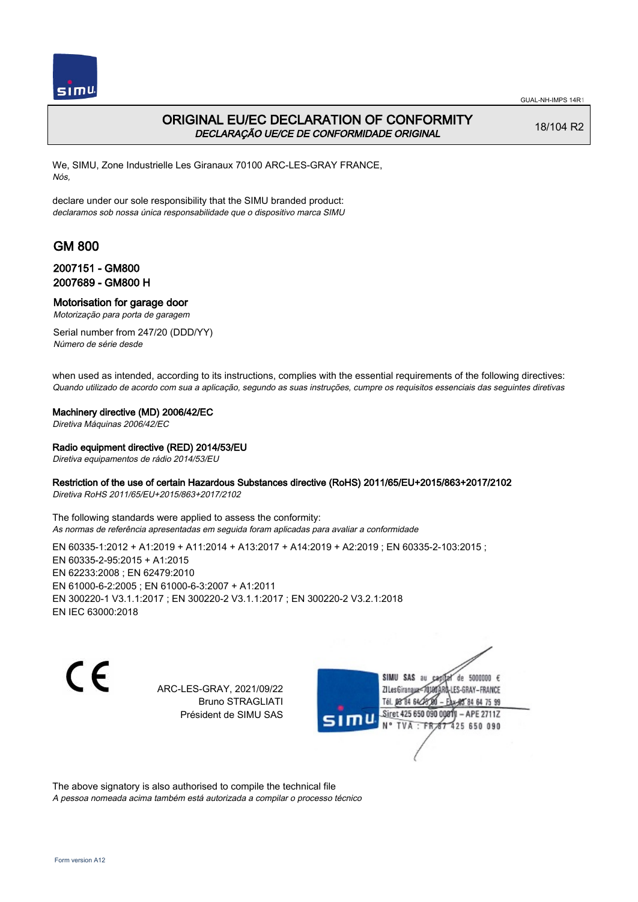# ORIGINAL EU/EC DECLARATION OF CONFORMITY
*DECLARAÇÃO UE/CE DE CONFORMIDADE ORIGINAL*

18/104 R2

We, SIMU, Zone Industrielle Les Giranaux 70100 ARC-LES-GRAY FRANCE,
*Nós,*

declare under our sole responsibility that the SIMU branded product:
*declaramos sob nossa única responsabilidade que o dispositivo marca SIMU*

## GM 800

### 2007151 - GM800
### 2007689 - GM800 H

**Motorisation for garage door**
*Motorização para porta de garagem*

Serial number from 247/20 (DDD/YY)
*Número de série desde*

when used as intended, according to its instructions, complies with the essential requirements of the following directives:
*Quando utilizado de acordo com sua a aplicação, segundo as suas instruções, cumpre os requisitos essenciais das seguintes diretivas*

**Machinery directive (MD) 2006/42/EC**
*Diretiva Máquinas 2006/42/EC*

**Radio equipment directive (RED) 2014/53/EU**
*Diretiva equipamentos de rádio 2014/53/EU*

**Restriction of the use of certain Hazardous Substances directive (RoHS) 2011/65/EU+2015/863+2017/2102**
*Diretiva RoHS 2011/65/EU+2015/863+2017/2102*

The following standards were applied to assess the conformity:
*As normas de referência apresentadas em seguida foram aplicadas para avaliar a conformidade*

EN 60335-1:2012 + A1:2019 + A11:2014 + A13:2017 + A14:2019 + A2:2019 ; EN 60335-2-103:2015 ;
EN 60335-2-95:2015 + A1:2015
EN 62233:2008 ; EN 62479:2010
EN 61000-6-2:2005 ; EN 61000-6-3:2007 + A1:2011
EN 300220-1 V3.1.1:2017 ; EN 300220-2 V3.1.1:2017 ; EN 300220-2 V3.2.1:2018
EN IEC 63000:2018

CE

ARC-LES-GRAY, 2021/09/22
Bruno STRAGLIATI
Président de SIMU SAS

SIMU SAS au capital de 5000000 €
ZI Les Giranaux 70100 ARC-LES-GRAY–FRANCE
Tél. 03 84 64 75 00 – Fax 03 84 64 75 99
Siret 425 650 090 00011 – APE 2711Z
N° TVA : FR 87 425 650 090

The above signatory is also authorised to compile the technical file
*A pessoa nomeada acima também está autorizada a compilar o processo técnico*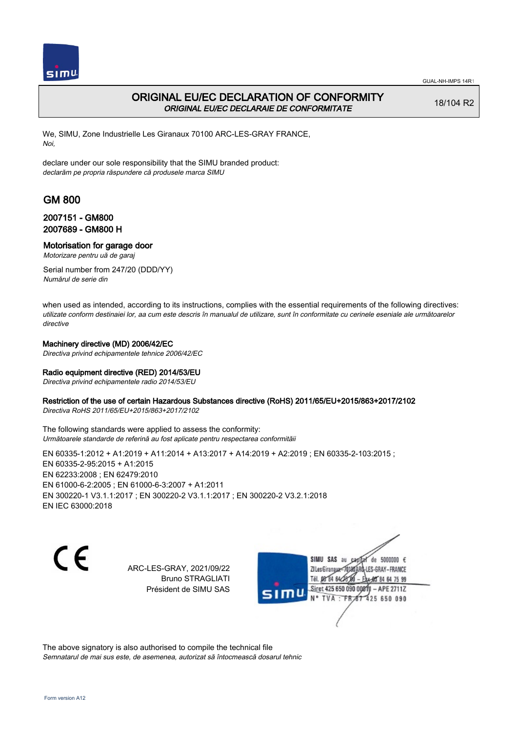# ORIGINAL EU/EC DECLARATION OF CONFORMITY

*ORIGINAL EU/EC DECLARAIE DE CONFORMITATE*

18/104 R2

We, SIMU, Zone Industrielle Les Giranaux 70100 ARC-LES-GRAY FRANCE,
*Noi,*

declare under our sole responsibility that the SIMU branded product:
*declarăm pe propria răspundere că produsele marca SIMU*

## GM 800

### 2007151 - GM800
### 2007689 - GM800 H

### Motorisation for garage door

*Motorizare pentru uă de garaj*

Serial number from 247/20 (DDD/YY)
*Numărul de serie din*

when used as intended, according to its instructions, complies with the essential requirements of the following directives:
*utilizate conform destinaiei lor, aa cum este descris în manualul de utilizare, sunt în conformitate cu cerinele eseniale ale următoarelor directive*

**Machinery directive (MD) 2006/42/EC**
*Directiva privind echipamentele tehnice 2006/42/EC*

**Radio equipment directive (RED) 2014/53/EU**
*Directiva privind echipamentele radio 2014/53/EU*

**Restriction of the use of certain Hazardous Substances directive (RoHS) 2011/65/EU+2015/863+2017/2102**
*Directiva RoHS 2011/65/EU+2015/863+2017/2102*

The following standards were applied to assess the conformity:
*Următoarele standarde de referină au fost aplicate pentru respectarea conformităii*

EN 60335-1:2012 + A1:2019 + A11:2014 + A13:2017 + A14:2019 + A2:2019 ; EN 60335-2-103:2015 ;
EN 60335-2-95:2015 + A1:2015
EN 62233:2008 ; EN 62479:2010
EN 61000-6-2:2005 ; EN 61000-6-3:2007 + A1:2011
EN 300220-1 V3.1.1:2017 ; EN 300220-2 V3.1.1:2017 ; EN 300220-2 V3.2.1:2018
EN IEC 63000:2018

CE

ARC-LES-GRAY, 2021/09/22
Bruno STRAGLIATI
Président de SIMU SAS

SIMU SAS au capital de 5000000 €
ZI Les Giranaux 70100 ARC-LES-GRAY-FRANCE
Tél. 03 84 64 75 00 – Fax 03 84 64 75 99
Siret 425 650 090 00011 – APE 2711Z
N° TVA : FR 87 425 650 090

The above signatory is also authorised to compile the technical file
*Semnatarul de mai sus este, de asemenea, autorizat să întocmească dosarul tehnic*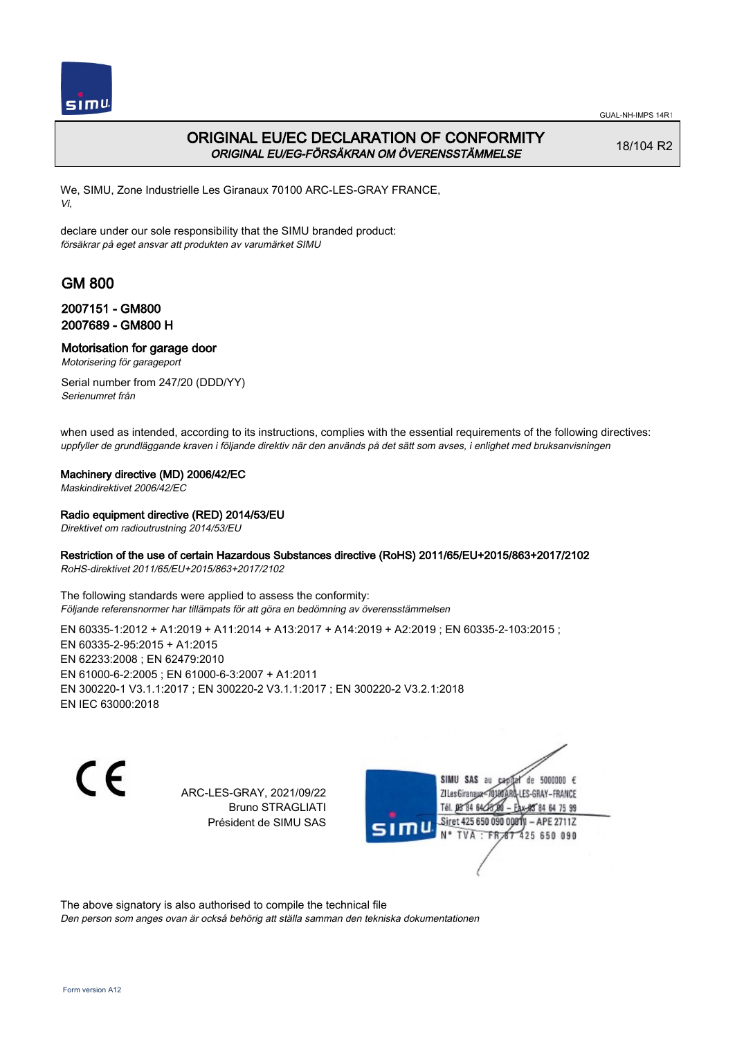# ORIGINAL EU/EC DECLARATION OF CONFORMITY

*ORIGINAL EU/EG-FÖRSÄKRAN OM ÖVERENSSTÄMMELSE*

18/104 R2

We, SIMU, Zone Industrielle Les Giranaux 70100 ARC-LES-GRAY FRANCE,
*Vi,*

declare under our sole responsibility that the SIMU branded product:
*försäkrar på eget ansvar att produkten av varumärket SIMU*

## GM 800

### 2007151 - GM800
### 2007689 - GM800 H

**Motorisation for garage door**
*Motorisering för garageport*

Serial number from 247/20 (DDD/YY)
*Serienumret från*

when used as intended, according to its instructions, complies with the essential requirements of the following directives:
*uppfyller de grundläggande kraven i följande direktiv när den används på det sätt som avses, i enlighet med bruksanvisningen*

**Machinery directive (MD) 2006/42/EC**
*Maskindirektivet 2006/42/EC*

**Radio equipment directive (RED) 2014/53/EU**
*Direktivet om radioutrustning 2014/53/EU*

**Restriction of the use of certain Hazardous Substances directive (RoHS) 2011/65/EU+2015/863+2017/2102**
*RoHS-direktivet 2011/65/EU+2015/863+2017/2102*

The following standards were applied to assess the conformity:
*Följande referensnormer har tillämpats för att göra en bedömning av överensstämmelsen*

EN 60335-1:2012 + A1:2019 + A11:2014 + A13:2017 + A14:2019 + A2:2019 ; EN 60335-2-103:2015 ;
EN 60335-2-95:2015 + A1:2015
EN 62233:2008 ; EN 62479:2010
EN 61000-6-2:2005 ; EN 61000-6-3:2007 + A1:2011
EN 300220-1 V3.1.1:2017 ; EN 300220-2 V3.1.1:2017 ; EN 300220-2 V3.2.1:2018
EN IEC 63000:2018

ARC-LES-GRAY, 2021/09/22
Bruno STRAGLIATI
Président de SIMU SAS

SIMU SAS au capital de 5000000 €
ZI Les Giranaux 70100 ARC-LES-GRAY-FRANCE
Tél. 03 84 64 75 00 – Fax 03 84 64 75 99
Siret 425 650 090 00011 – APE 2711Z
N° TVA : FR 87 425 650 090

The above signatory is also authorised to compile the technical file
*Den person som anges ovan är också behörig att ställa samman den tekniska dokumentationen*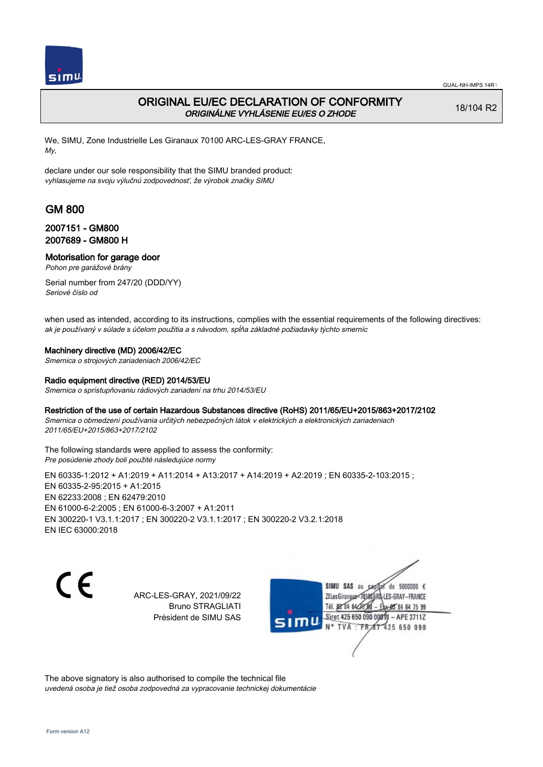# ORIGINAL EU/EC DECLARATION OF CONFORMITY
*ORIGINÁLNE VYHLÁSENIE EU/ES O ZHODE*

18/104 R2

We, SIMU, Zone Industrielle Les Giranaux 70100 ARC-LES-GRAY FRANCE,
*My,*

declare under our sole responsibility that the SIMU branded product:
*vyhlasujeme na svoju výlučnú zodpovednosť, že výrobok značky SIMU*

## GM 800

### 2007151 - GM800
### 2007689 - GM800 H

### Motorisation for garage door
*Pohon pre garážové brány*

Serial number from 247/20 (DDD/YY)
*Seriové číslo od*

when used as intended, according to its instructions, complies with the essential requirements of the following directives:
*ak je používaný v súlade s účelom použitia a s návodom, spĺňa základné požiadavky týchto smerníc*

**Machinery directive (MD) 2006/42/EC**
*Smernica o strojových zariadeniach 2006/42/EC*

**Radio equipment directive (RED) 2014/53/EU**
*Smernica o sprístupňovaniu rádiových zariadení na trhu 2014/53/EU*

**Restriction of the use of certain Hazardous Substances directive (RoHS) 2011/65/EU+2015/863+2017/2102**
*Smernica o obmedzení používania určitých nebezpečných látok v elektrických a elektronických zariadeniach 2011/65/EU+2015/863+2017/2102*

The following standards were applied to assess the conformity:
*Pre posúdenie zhody boli použité následujúce normy*

EN 60335-1:2012 + A1:2019 + A11:2014 + A13:2017 + A14:2019 + A2:2019 ; EN 60335-2-103:2015 ;
EN 60335-2-95:2015 + A1:2015
EN 62233:2008 ; EN 62479:2010
EN 61000-6-2:2005 ; EN 61000-6-3:2007 + A1:2011
EN 300220-1 V3.1.1:2017 ; EN 300220-2 V3.1.1:2017 ; EN 300220-2 V3.2.1:2018
EN IEC 63000:2018

CE

ARC-LES-GRAY, 2021/09/22
Bruno STRAGLIATI
Président de SIMU SAS

SIMU SAS au capital de 5000000 €
ZI Les Giranaux 70100 ARC-LES-GRAY-FRANCE
Tél. 03 84 64 78 00 – Fax 03 84 64 75 99
Siret 425 650 090 00011 – APE 2711Z
N° TVA : FR 87 425 650 090

The above signatory is also authorised to compile the technical file
*uvedená osoba je tiež osoba zodpovedná za vypracovanie technickej dokumentácie*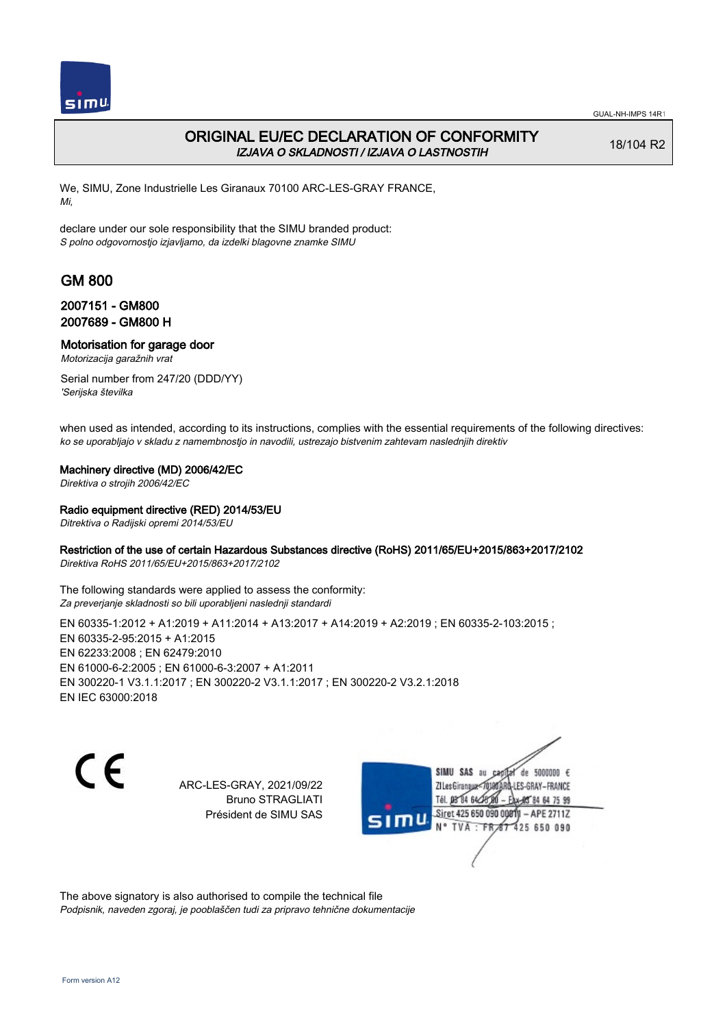# ORIGINAL EU/EC DECLARATION OF CONFORMITY

*IZJAVA O SKLADNOSTI / IZJAVA O LASTNOSTIH*

18/104 R2

We, SIMU, Zone Industrielle Les Giranaux 70100 ARC-LES-GRAY FRANCE,
*Mi,*

declare under our sole responsibility that the SIMU branded product:
*S polno odgovornostjo izjavljamo, da izdelki blagovne znamke SIMU*

## GM 800

### 2007151 - GM800
### 2007689 - GM800 H

**Motorisation for garage door**
*Motorizacija garažnih vrat*

Serial number from 247/20 (DDD/YY)
*'Serijska številka*

when used as intended, according to its instructions, complies with the essential requirements of the following directives:
*ko se uporabljajo v skladu z namembnostjo in navodili, ustrezajo bistvenim zahtevam naslednjih direktiv*

**Machinery directive (MD) 2006/42/EC**
*Direktiva o strojih 2006/42/EC*

**Radio equipment directive (RED) 2014/53/EU**
*Ditrektiva o Radijski opremi 2014/53/EU*

**Restriction of the use of certain Hazardous Substances directive (RoHS) 2011/65/EU+2015/863+2017/2102**
*Direktiva RoHS 2011/65/EU+2015/863+2017/2102*

The following standards were applied to assess the conformity:
*Za preverjanje skladnosti so bili uporabljeni naslednji standardi*

EN 60335‑1:2012 + A1:2019 + A11:2014 + A13:2017 + A14:2019 + A2:2019 ; EN 60335‑2‑103:2015 ;
EN 60335‑2‑95:2015 + A1:2015
EN 62233:2008 ; EN 62479:2010
EN 61000‑6‑2:2005 ; EN 61000‑6‑3:2007 + A1:2011
EN 300220‑1 V3.1.1:2017 ; EN 300220‑2 V3.1.1:2017 ; EN 300220‑2 V3.2.1:2018
EN IEC 63000:2018

CE

ARC-LES-GRAY, 2021/09/22
Bruno STRAGLIATI
Président de SIMU SAS

SIMU SAS au capital de 5000000 €
ZI Les Giranaux 70100 ARC-LES-GRAY-FRANCE
Tél. 03 84 64 75 00 – Fax 03 84 64 75 99
Siret 425 650 090 00011 – APE 2711Z
N° TVA : FR 67 425 650 090

The above signatory is also authorised to compile the technical file
*Podpisnik, naveden zgoraj, je pooblaščen tudi za pripravo tehnične dokumentacije*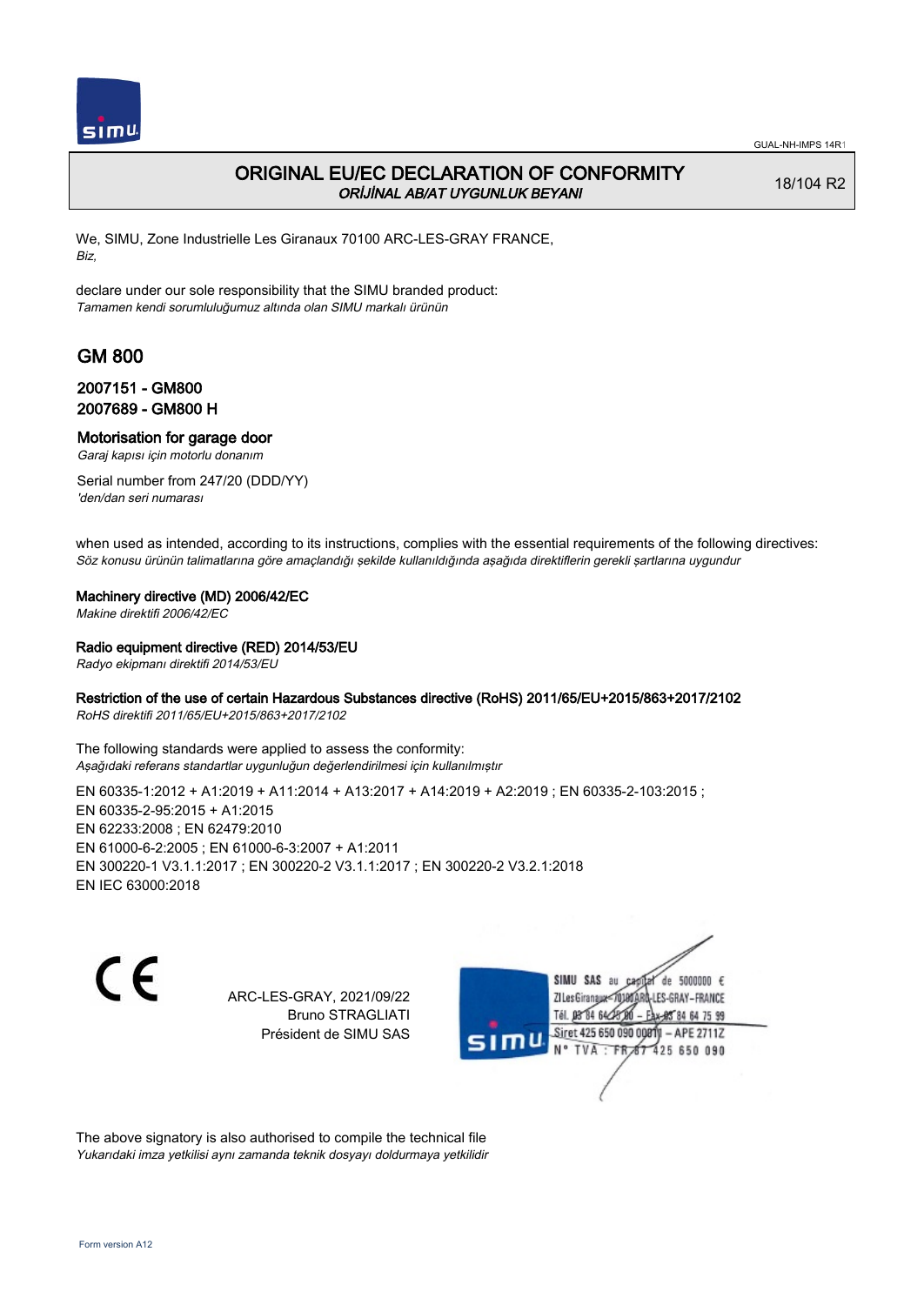GUAL-NH-IMPS 14R1

# ORIGINAL EU/EC DECLARATION OF CONFORMITY
*ORİJİNAL AB/AT UYGUNLUK BEYANI*

18/104 R2

We, SIMU, Zone Industrielle Les Giranaux 70100 ARC-LES-GRAY FRANCE,
*Biz,*

declare under our sole responsibility that the SIMU branded product:
*Tamamen kendi sorumluluğumuz altında olan SIMU markalı ürünün*

## GM 800

### 2007151 - GM800
### 2007689 - GM800 H

**Motorisation for garage door**
*Garaj kapısı için motorlu donanım*

Serial number from 247/20 (DDD/YY)
*'den/dan seri numarası*

when used as intended, according to its instructions, complies with the essential requirements of the following directives:
*Söz konusu ürünün talimatlarına göre amaçlandığı şekilde kullanıldığında aşağıda direktiflerin gerekli şartlarına uygundur*

**Machinery directive (MD) 2006/42/EC**
*Makine direktifi 2006/42/EC*

**Radio equipment directive (RED) 2014/53/EU**
*Radyo ekipmanı direktifi 2014/53/EU*

**Restriction of the use of certain Hazardous Substances directive (RoHS) 2011/65/EU+2015/863+2017/2102**
*RoHS direktifi 2011/65/EU+2015/863+2017/2102*

The following standards were applied to assess the conformity:
*Aşağıdaki referans standartlar uygunluğun değerlendirilmesi için kullanılmıştır*

EN 60335-1:2012 + A1:2019 + A11:2014 + A13:2017 + A14:2019 + A2:2019 ; EN 60335-2-103:2015 ;
EN 60335-2-95:2015 + A1:2015
EN 62233:2008 ; EN 62479:2010
EN 61000-6-2:2005 ; EN 61000-6-3:2007 + A1:2011
EN 300220-1 V3.1.1:2017 ; EN 300220-2 V3.1.1:2017 ; EN 300220-2 V3.2.1:2018
EN IEC 63000:2018

CE

ARC-LES-GRAY, 2021/09/22
Bruno STRAGLIATI
Président de SIMU SAS

SIMU SAS au capital de 5000000 €
ZI Les Giranaux 70100 ARC-LES-GRAY - FRANCE
Tél. 03 84 64 75 00 - Fax 03 84 64 75 99
Siret 425 650 090 00011 - APE 2711Z
N° TVA : FR 87 425 650 090

The above signatory is also authorised to compile the technical file
*Yukarıdaki imza yetkilisi aynı zamanda teknik dosyayı doldurmaya yetkilidir*

Form version A12